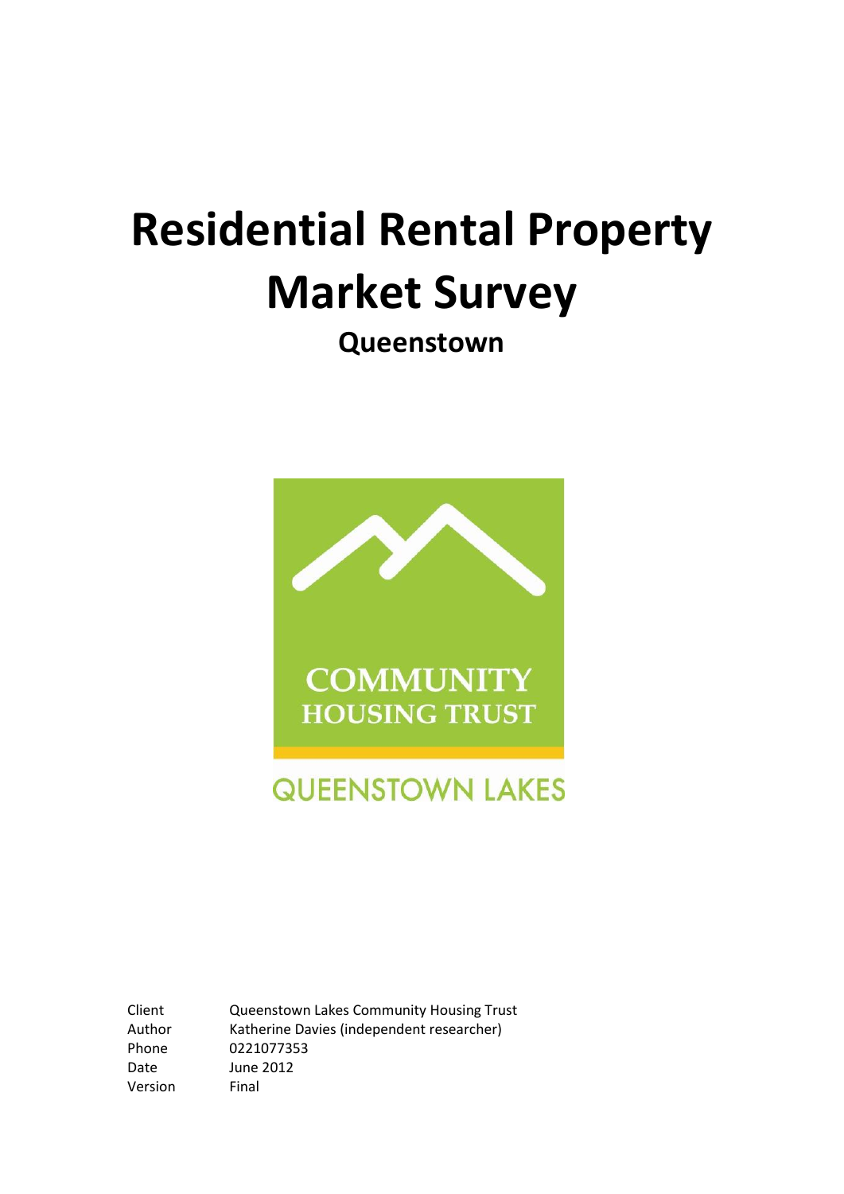# Residential Rental Property Market Survey

## Queenstown

COMMUNITY HOUSING TRUST

QUEENSTOWN LAKES

| | |
|---|---|
| Client | Queenstown Lakes Community Housing Trust |
| Author | Katherine Davies (independent researcher) |
| Phone | 0221077353 |
| Date | June 2012 |
| Version | Final |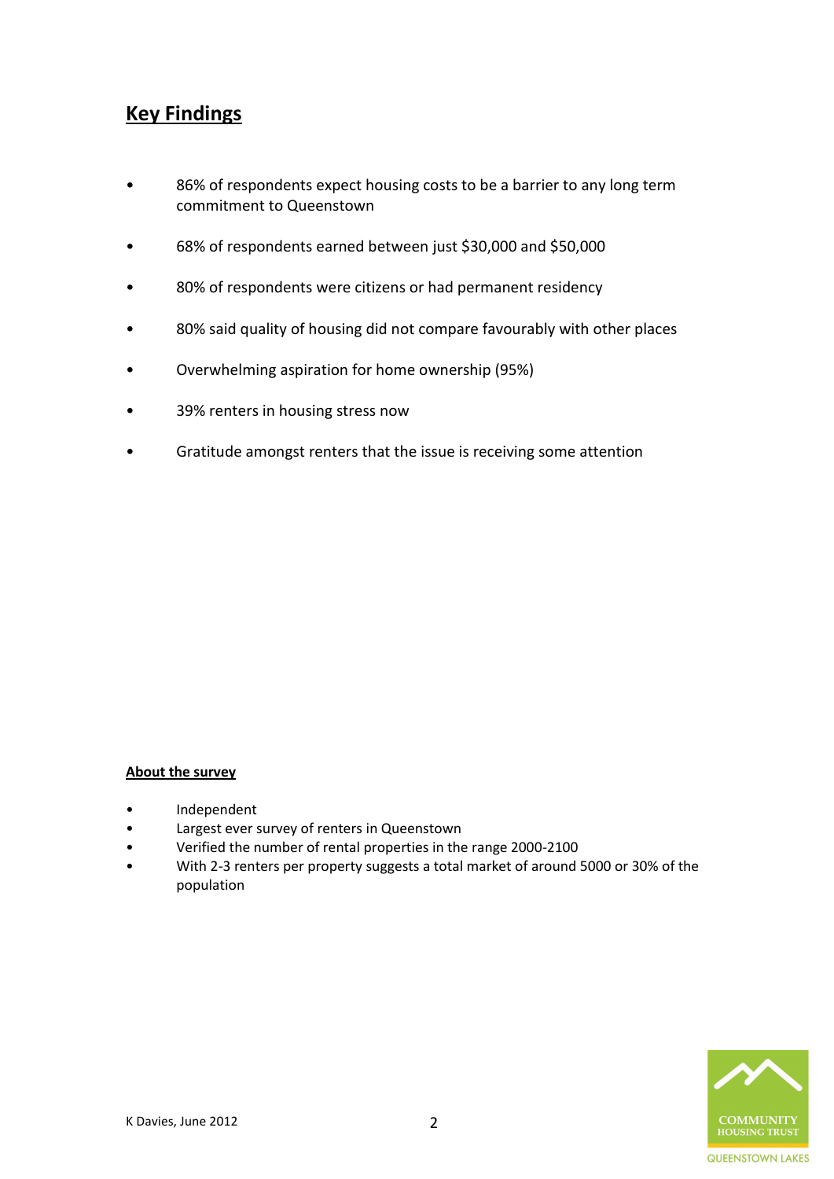## Key Findings

- 86% of respondents expect housing costs to be a barrier to any long term commitment to Queenstown
- 68% of respondents earned between just $30,000 and $50,000
- 80% of respondents were citizens or had permanent residency
- 80% said quality of housing did not compare favourably with other places
- Overwhelming aspiration for home ownership (95%)
- 39% renters in housing stress now
- Gratitude amongst renters that the issue is receiving some attention

**About the survey**

- Independent
- Largest ever survey of renters in Queenstown
- Verified the number of rental properties in the range 2000-2100
- With 2-3 renters per property suggests a total market of around 5000 or 30% of the population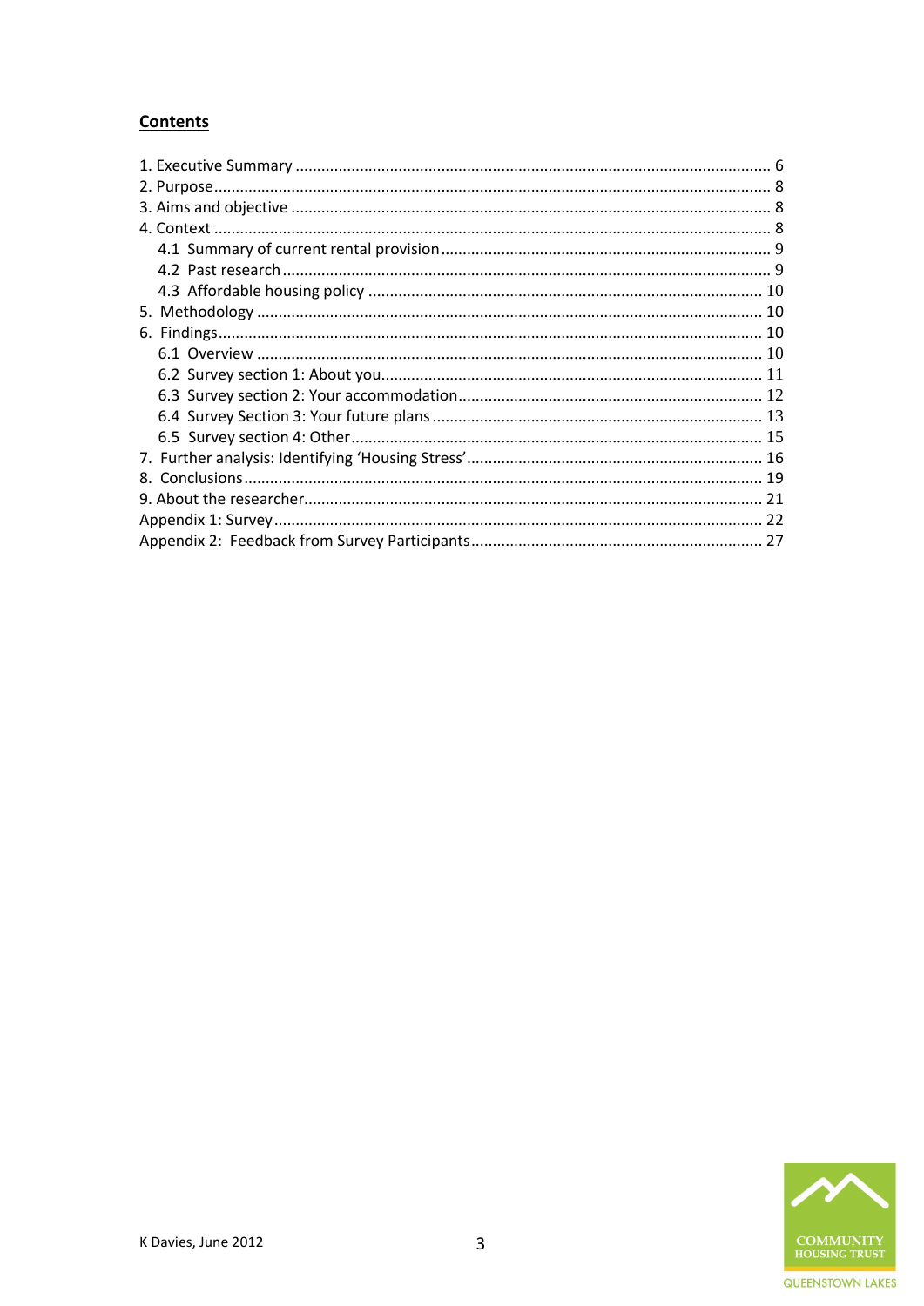## Contents

1. Executive Summary ........................................................ 6
2. Purpose ........................................................ 8
3. Aims and objective ........................................................ 8
4. Context ........................................................ 8
   - 4.1 Summary of current rental provision ........................................................ 9
   - 4.2 Past research ........................................................ 9
   - 4.3 Affordable housing policy ........................................................ 10
5. Methodology ........................................................ 10
6. Findings ........................................................ 10
   - 6.1 Overview ........................................................ 10
   - 6.2 Survey section 1: About you ........................................................ 11
   - 6.3 Survey section 2: Your accommodation ........................................................ 12
   - 6.4 Survey Section 3: Your future plans ........................................................ 13
   - 6.5 Survey section 4: Other ........................................................ 15
7. Further analysis: Identifying 'Housing Stress' ........................................................ 16
8. Conclusions ........................................................ 19
9. About the researcher ........................................................ 21

Appendix 1: Survey ........................................................ 22

Appendix 2: Feedback from Survey Participants ........................................................ 27

K Davies, June 2012

COMMUNITY HOUSING TRUST
QUEENSTOWN LAKES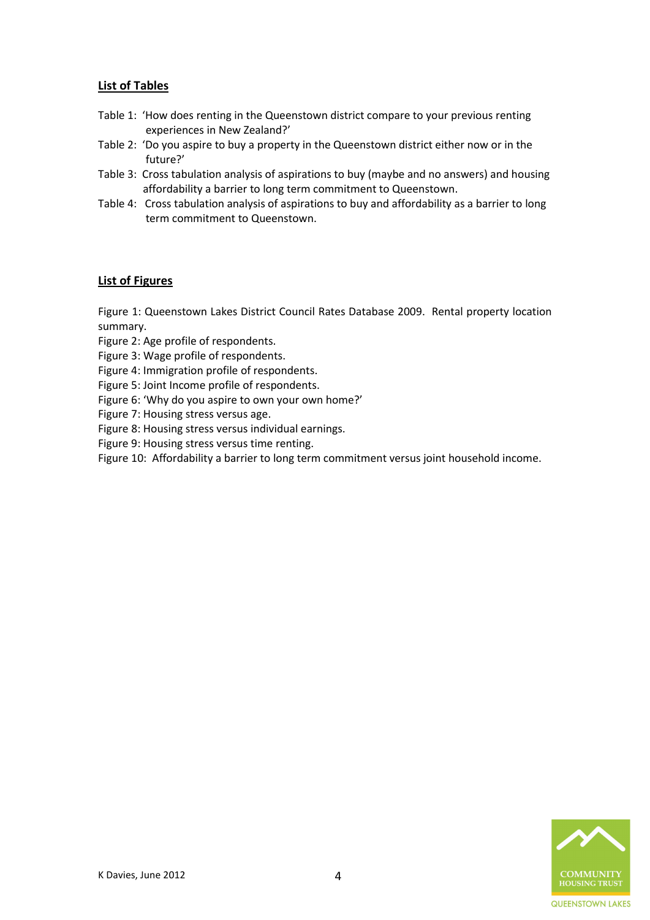## List of Tables

Table 1: 'How does renting in the Queenstown district compare to your previous renting experiences in New Zealand?'

Table 2: 'Do you aspire to buy a property in the Queenstown district either now or in the future?'

Table 3: Cross tabulation analysis of aspirations to buy (maybe and no answers) and housing affordability a barrier to long term commitment to Queenstown.

Table 4: Cross tabulation analysis of aspirations to buy and affordability as a barrier to long term commitment to Queenstown.

## List of Figures

Figure 1: Queenstown Lakes District Council Rates Database 2009. Rental property location summary.

Figure 2: Age profile of respondents.

Figure 3: Wage profile of respondents.

Figure 4: Immigration profile of respondents.

Figure 5: Joint Income profile of respondents.

Figure 6: 'Why do you aspire to own your own home?'

Figure 7: Housing stress versus age.

Figure 8: Housing stress versus individual earnings.

Figure 9: Housing stress versus time renting.

Figure 10: Affordability a barrier to long term commitment versus joint household income.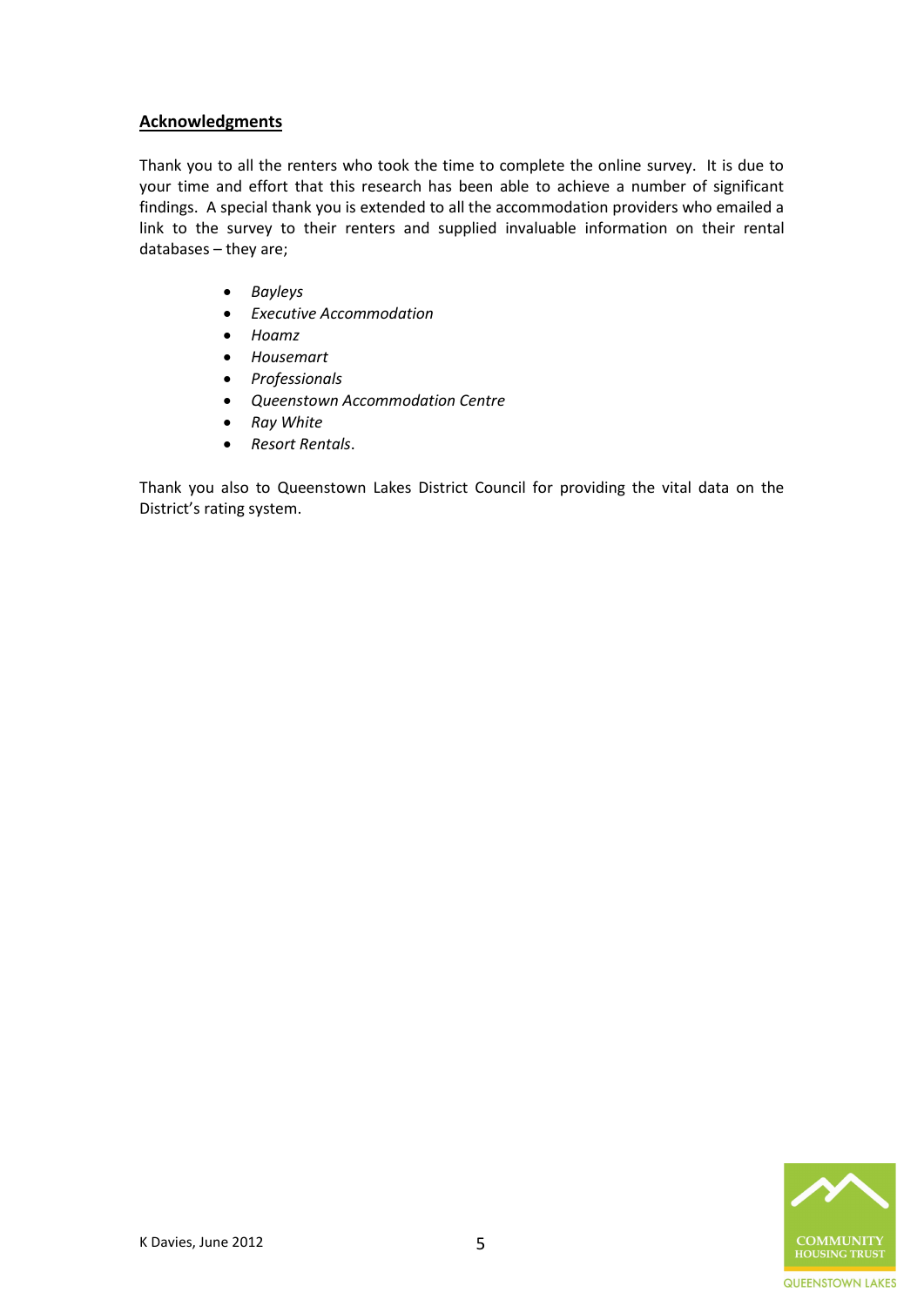## Acknowledgments

Thank you to all the renters who took the time to complete the online survey. It is due to your time and effort that this research has been able to achieve a number of significant findings. A special thank you is extended to all the accommodation providers who emailed a link to the survey to their renters and supplied invaluable information on their rental databases – they are;

- *Bayleys*
- *Executive Accommodation*
- *Hoamz*
- *Housemart*
- *Professionals*
- *Queenstown Accommodation Centre*
- *Ray White*
- *Resort Rentals*.

Thank you also to Queenstown Lakes District Council for providing the vital data on the District's rating system.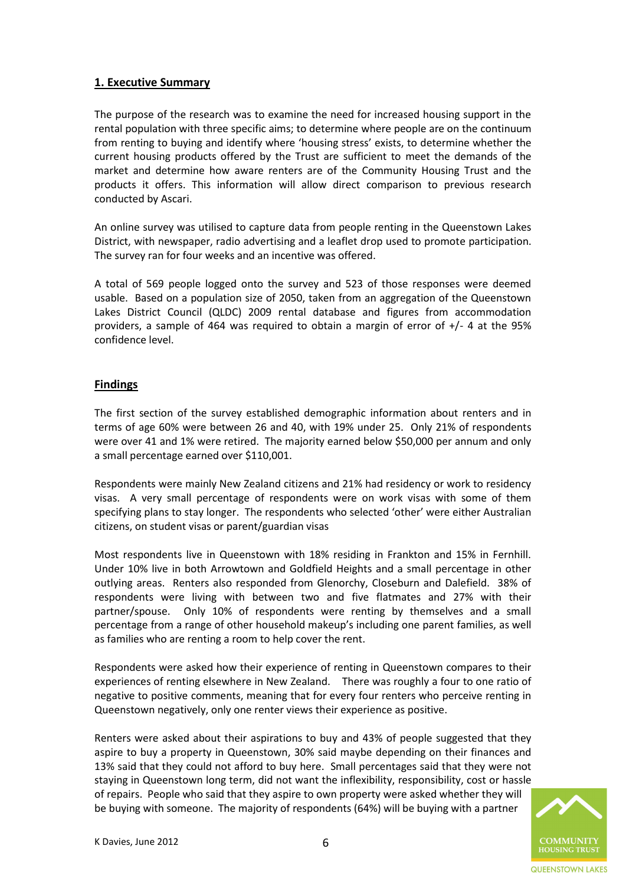## 1. Executive Summary

The purpose of the research was to examine the need for increased housing support in the rental population with three specific aims; to determine where people are on the continuum from renting to buying and identify where 'housing stress' exists, to determine whether the current housing products offered by the Trust are sufficient to meet the demands of the market and determine how aware renters are of the Community Housing Trust and the products it offers. This information will allow direct comparison to previous research conducted by Ascari.

An online survey was utilised to capture data from people renting in the Queenstown Lakes District, with newspaper, radio advertising and a leaflet drop used to promote participation. The survey ran for four weeks and an incentive was offered.

A total of 569 people logged onto the survey and 523 of those responses were deemed usable. Based on a population size of 2050, taken from an aggregation of the Queenstown Lakes District Council (QLDC) 2009 rental database and figures from accommodation providers, a sample of 464 was required to obtain a margin of error of +/- 4 at the 95% confidence level.

## Findings

The first section of the survey established demographic information about renters and in terms of age 60% were between 26 and 40, with 19% under 25. Only 21% of respondents were over 41 and 1% were retired. The majority earned below $50,000 per annum and only a small percentage earned over $110,001.

Respondents were mainly New Zealand citizens and 21% had residency or work to residency visas. A very small percentage of respondents were on work visas with some of them specifying plans to stay longer. The respondents who selected 'other' were either Australian citizens, on student visas or parent/guardian visas

Most respondents live in Queenstown with 18% residing in Frankton and 15% in Fernhill. Under 10% live in both Arrowtown and Goldfield Heights and a small percentage in other outlying areas. Renters also responded from Glenorchy, Closeburn and Dalefield. 38% of respondents were living with between two and five flatmates and 27% with their partner/spouse. Only 10% of respondents were renting by themselves and a small percentage from a range of other household makeup's including one parent families, as well as families who are renting a room to help cover the rent.

Respondents were asked how their experience of renting in Queenstown compares to their experiences of renting elsewhere in New Zealand. There was roughly a four to one ratio of negative to positive comments, meaning that for every four renters who perceive renting in Queenstown negatively, only one renter views their experience as positive.

Renters were asked about their aspirations to buy and 43% of people suggested that they aspire to buy a property in Queenstown, 30% said maybe depending on their finances and 13% said that they could not afford to buy here. Small percentages said that they were not staying in Queenstown long term, did not want the inflexibility, responsibility, cost or hassle of repairs. People who said that they aspire to own property were asked whether they will be buying with someone. The majority of respondents (64%) will be buying with a partner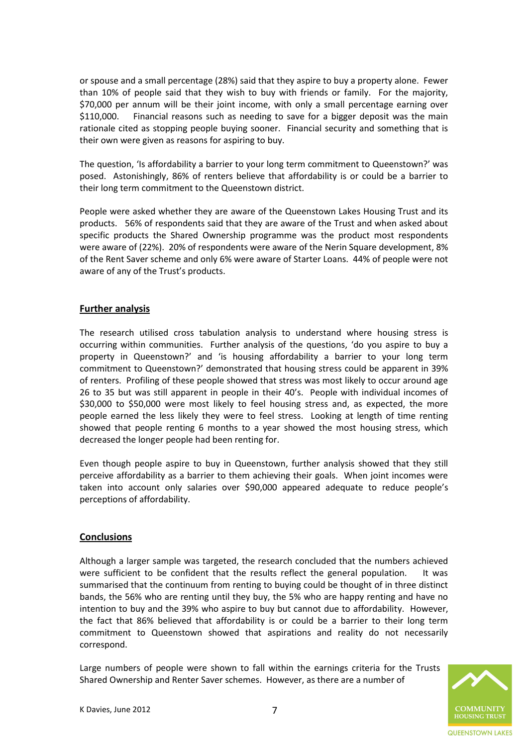or spouse and a small percentage (28%) said that they aspire to buy a property alone. Fewer than 10% of people said that they wish to buy with friends or family. For the majority, $70,000 per annum will be their joint income, with only a small percentage earning over $110,000. Financial reasons such as needing to save for a bigger deposit was the main rationale cited as stopping people buying sooner. Financial security and something that is their own were given as reasons for aspiring to buy.

The question, 'Is affordability a barrier to your long term commitment to Queenstown?' was posed. Astonishingly, 86% of renters believe that affordability is or could be a barrier to their long term commitment to the Queenstown district.

People were asked whether they are aware of the Queenstown Lakes Housing Trust and its products. 56% of respondents said that they are aware of the Trust and when asked about specific products the Shared Ownership programme was the product most respondents were aware of (22%). 20% of respondents were aware of the Nerin Square development, 8% of the Rent Saver scheme and only 6% were aware of Starter Loans. 44% of people were not aware of any of the Trust's products.

## Further analysis

The research utilised cross tabulation analysis to understand where housing stress is occurring within communities. Further analysis of the questions, 'do you aspire to buy a property in Queenstown?' and 'is housing affordability a barrier to your long term commitment to Queenstown?' demonstrated that housing stress could be apparent in 39% of renters. Profiling of these people showed that stress was most likely to occur around age 26 to 35 but was still apparent in people in their 40's. People with individual incomes of $30,000 to $50,000 were most likely to feel housing stress and, as expected, the more people earned the less likely they were to feel stress. Looking at length of time renting showed that people renting 6 months to a year showed the most housing stress, which decreased the longer people had been renting for.

Even though people aspire to buy in Queenstown, further analysis showed that they still perceive affordability as a barrier to them achieving their goals. When joint incomes were taken into account only salaries over $90,000 appeared adequate to reduce people's perceptions of affordability.

## Conclusions

Although a larger sample was targeted, the research concluded that the numbers achieved were sufficient to be confident that the results reflect the general population. It was summarised that the continuum from renting to buying could be thought of in three distinct bands, the 56% who are renting until they buy, the 5% who are happy renting and have no intention to buy and the 39% who aspire to buy but cannot due to affordability. However, the fact that 86% believed that affordability is or could be a barrier to their long term commitment to Queenstown showed that aspirations and reality do not necessarily correspond.

Large numbers of people were shown to fall within the earnings criteria for the Trusts Shared Ownership and Renter Saver schemes. However, as there are a number of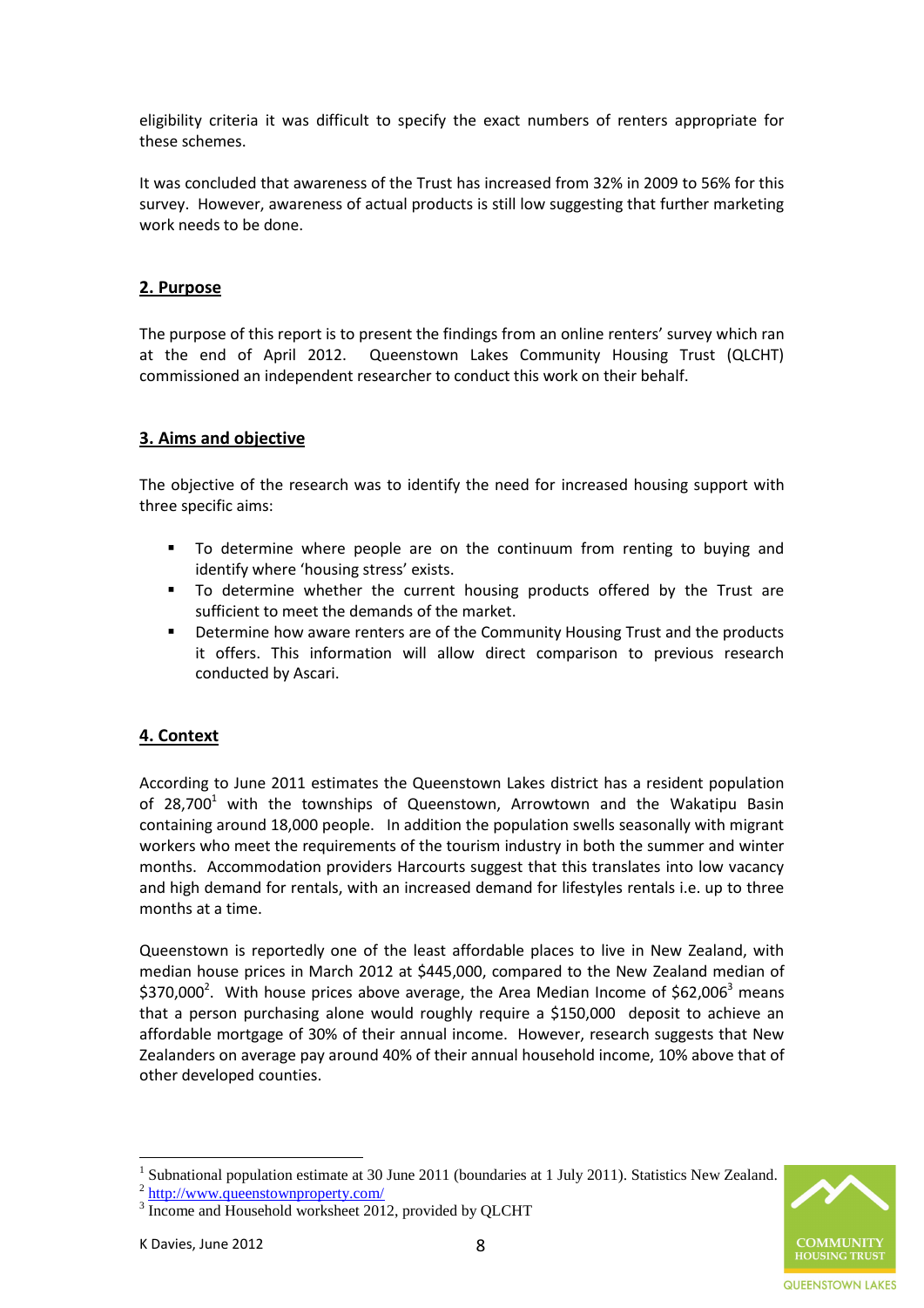eligibility criteria it was difficult to specify the exact numbers of renters appropriate for these schemes.

It was concluded that awareness of the Trust has increased from 32% in 2009 to 56% for this survey. However, awareness of actual products is still low suggesting that further marketing work needs to be done.

## 2. Purpose

The purpose of this report is to present the findings from an online renters' survey which ran at the end of April 2012. Queenstown Lakes Community Housing Trust (QLCHT) commissioned an independent researcher to conduct this work on their behalf.

## 3. Aims and objective

The objective of the research was to identify the need for increased housing support with three specific aims:

- To determine where people are on the continuum from renting to buying and identify where 'housing stress' exists.
- To determine whether the current housing products offered by the Trust are sufficient to meet the demands of the market.
- Determine how aware renters are of the Community Housing Trust and the products it offers. This information will allow direct comparison to previous research conducted by Ascari.

## 4. Context

According to June 2011 estimates the Queenstown Lakes district has a resident population of 28,700[1] with the townships of Queenstown, Arrowtown and the Wakatipu Basin containing around 18,000 people. In addition the population swells seasonally with migrant workers who meet the requirements of the tourism industry in both the summer and winter months. Accommodation providers Harcourts suggest that this translates into low vacancy and high demand for rentals, with an increased demand for lifestyles rentals i.e. up to three months at a time.

Queenstown is reportedly one of the least affordable places to live in New Zealand, with median house prices in March 2012 at $445,000, compared to the New Zealand median of $370,000[2]. With house prices above average, the Area Median Income of $62,006[3] means that a person purchasing alone would roughly require a $150,000 deposit to achieve an affordable mortgage of 30% of their annual income. However, research suggests that New Zealanders on average pay around 40% of their annual household income, 10% above that of other developed counties.

---

[1] Subnational population estimate at 30 June 2011 (boundaries at 1 July 2011). Statistics New Zealand.

[2] http://www.queenstownproperty.com/

[3] Income and Household worksheet 2012, provided by QLCHT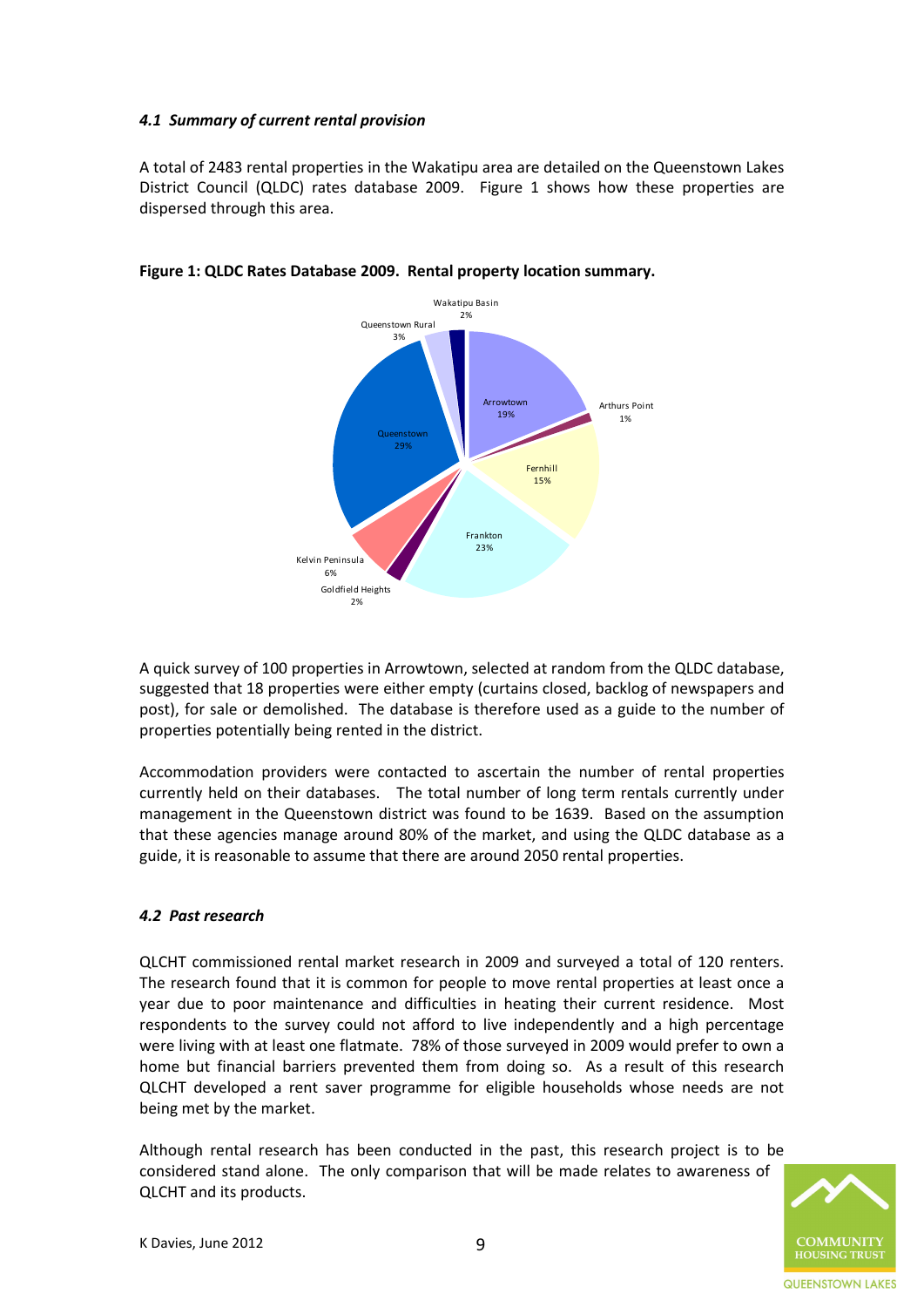### *4.1 Summary of current rental provision*

A total of 2483 rental properties in the Wakatipu area are detailed on the Queenstown Lakes District Council (QLDC) rates database 2009. Figure 1 shows how these properties are dispersed through this area.

**Figure 1: QLDC Rates Database 2009. Rental property location summary.**

| Location | Percentage |
| --- | --- |
| Arrowtown | 19% |
| Arthurs Point | 1% |
| Fernhill | 15% |
| Frankton | 23% |
| Goldfield Heights | 2% |
| Kelvin Peninsula | 6% |
| Queenstown | 29% |
| Queenstown Rural | 3% |
| Wakatipu Basin | 2% |

A quick survey of 100 properties in Arrowtown, selected at random from the QLDC database, suggested that 18 properties were either empty (curtains closed, backlog of newspapers and post), for sale or demolished. The database is therefore used as a guide to the number of properties potentially being rented in the district.

Accommodation providers were contacted to ascertain the number of rental properties currently held on their databases. The total number of long term rentals currently under management in the Queenstown district was found to be 1639. Based on the assumption that these agencies manage around 80% of the market, and using the QLDC database as a guide, it is reasonable to assume that there are around 2050 rental properties.

### *4.2 Past research*

QLCHT commissioned rental market research in 2009 and surveyed a total of 120 renters. The research found that it is common for people to move rental properties at least once a year due to poor maintenance and difficulties in heating their current residence. Most respondents to the survey could not afford to live independently and a high percentage were living with at least one flatmate. 78% of those surveyed in 2009 would prefer to own a home but financial barriers prevented them from doing so. As a result of this research QLCHT developed a rent saver programme for eligible households whose needs are not being met by the market.

Although rental research has been conducted in the past, this research project is to be considered stand alone. The only comparison that will be made relates to awareness of QLCHT and its products.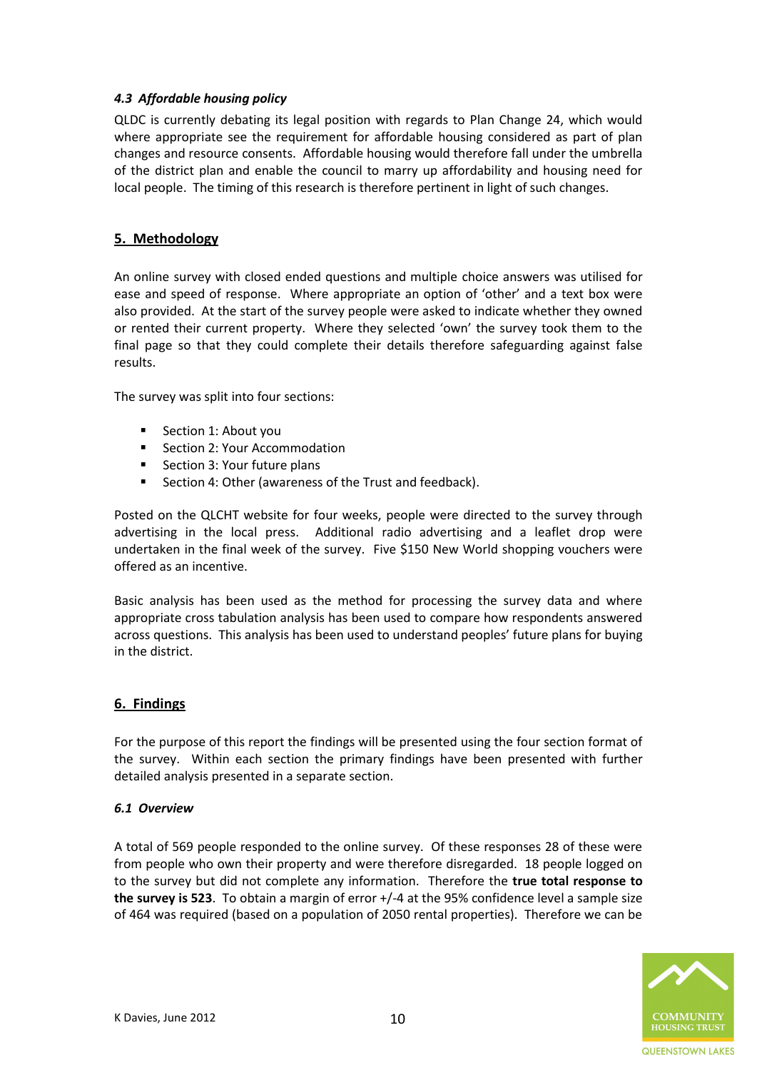### *4.3 Affordable housing policy*

QLDC is currently debating its legal position with regards to Plan Change 24, which would where appropriate see the requirement for affordable housing considered as part of plan changes and resource consents. Affordable housing would therefore fall under the umbrella of the district plan and enable the council to marry up affordability and housing need for local people. The timing of this research is therefore pertinent in light of such changes.

## 5. Methodology

An online survey with closed ended questions and multiple choice answers was utilised for ease and speed of response. Where appropriate an option of 'other' and a text box were also provided. At the start of the survey people were asked to indicate whether they owned or rented their current property. Where they selected 'own' the survey took them to the final page so that they could complete their details therefore safeguarding against false results.

The survey was split into four sections:

- Section 1: About you
- Section 2: Your Accommodation
- Section 3: Your future plans
- Section 4: Other (awareness of the Trust and feedback).

Posted on the QLCHT website for four weeks, people were directed to the survey through advertising in the local press. Additional radio advertising and a leaflet drop were undertaken in the final week of the survey. Five $150 New World shopping vouchers were offered as an incentive.

Basic analysis has been used as the method for processing the survey data and where appropriate cross tabulation analysis has been used to compare how respondents answered across questions. This analysis has been used to understand peoples' future plans for buying in the district.

## 6. Findings

For the purpose of this report the findings will be presented using the four section format of the survey. Within each section the primary findings have been presented with further detailed analysis presented in a separate section.

### *6.1 Overview*

A total of 569 people responded to the online survey. Of these responses 28 of these were from people who own their property and were therefore disregarded. 18 people logged on to the survey but did not complete any information. Therefore the **true total response to the survey is 523**. To obtain a margin of error +/-4 at the 95% confidence level a sample size of 464 was required (based on a population of 2050 rental properties). Therefore we can be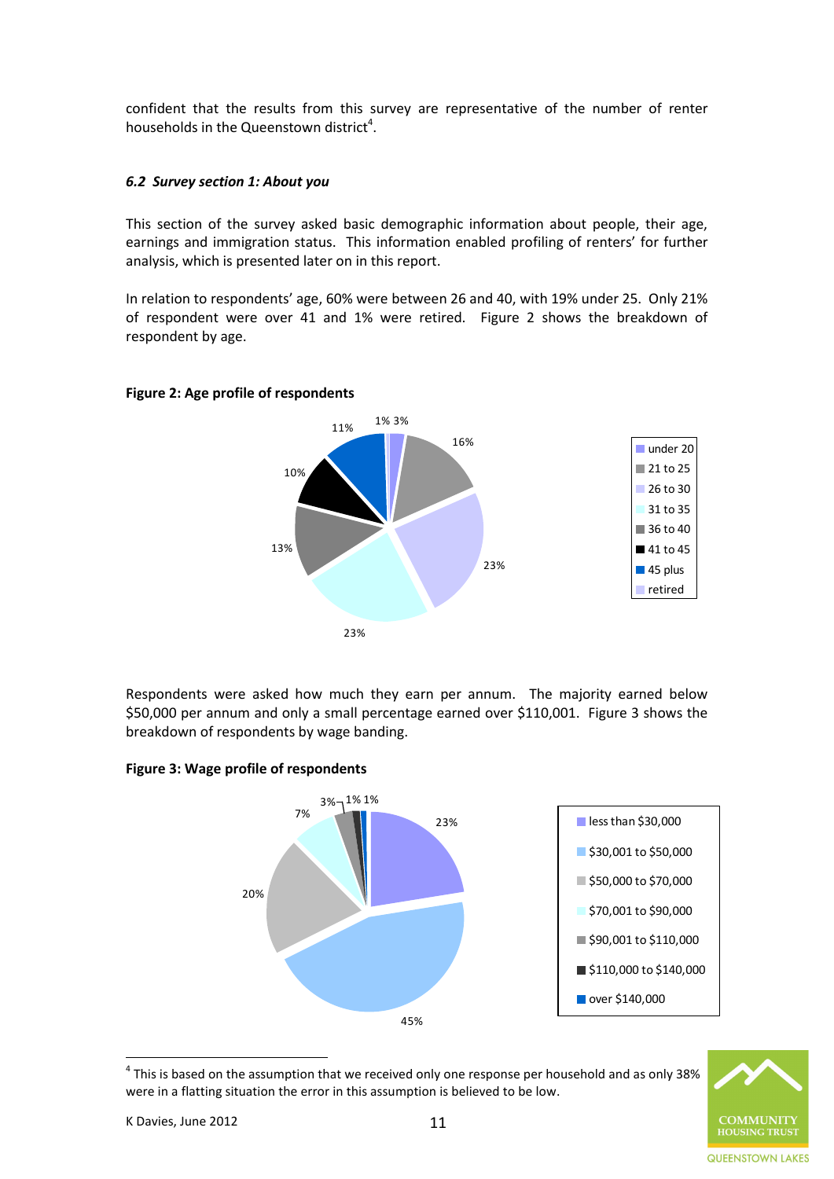confident that the results from this survey are representative of the number of renter households in the Queenstown district[4].

### *6.2 Survey section 1: About you*

This section of the survey asked basic demographic information about people, their age, earnings and immigration status. This information enabled profiling of renters' for further analysis, which is presented later on in this report.

In relation to respondents' age, 60% were between 26 and 40, with 19% under 25. Only 21% of respondent were over 41 and 1% were retired. Figure 2 shows the breakdown of respondent by age.

**Figure 2: Age profile of respondents**

| Age | Percentage |
| --- | --- |
| under 20 | 3% |
| 21 to 25 | 16% |
| 26 to 30 | 23% |
| 31 to 35 | 23% |
| 36 to 40 | 13% |
| 41 to 45 | 10% |
| 45 plus | 11% |
| retired | 1% |

Respondents were asked how much they earn per annum. The majority earned below $50,000 per annum and only a small percentage earned over $110,001. Figure 3 shows the breakdown of respondents by wage banding.

**Figure 3: Wage profile of respondents**

| Wage band | Percentage |
| --- | --- |
| less than $30,000 | 23% |
| $30,001 to $50,000 | 45% |
| $50,000 to $70,000 | 20% |
| $70,001 to $90,000 | 7% |
| $90,001 to $110,000 | 3% |
| $110,000 to $140,000 | 1% |
| over $140,000 | 1% |

[4] This is based on the assumption that we received only one response per household and as only 38% were in a flatting situation the error in this assumption is believed to be low.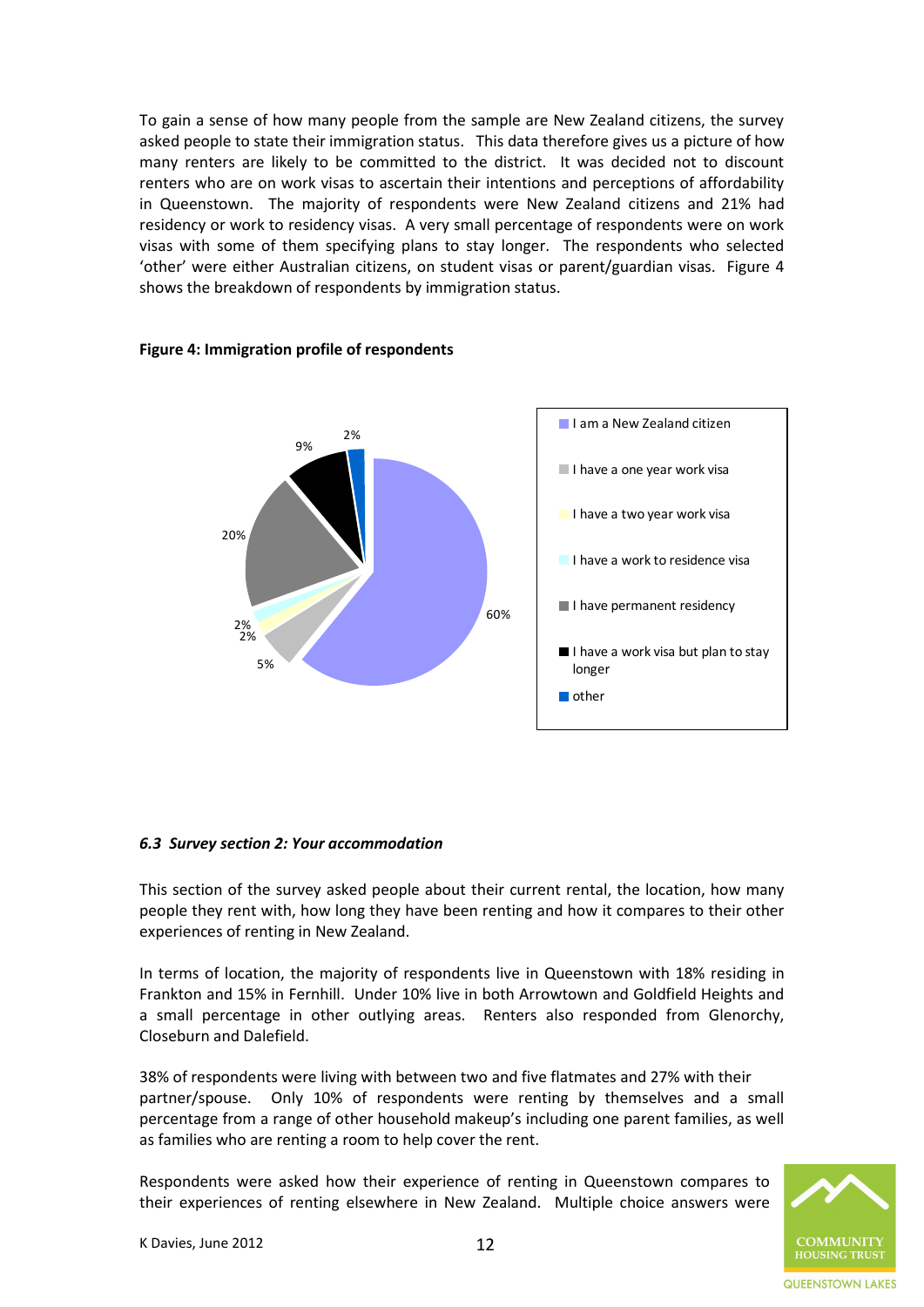To gain a sense of how many people from the sample are New Zealand citizens, the survey asked people to state their immigration status. This data therefore gives us a picture of how many renters are likely to be committed to the district. It was decided not to discount renters who are on work visas to ascertain their intentions and perceptions of affordability in Queenstown. The majority of respondents were New Zealand citizens and 21% had residency or work to residency visas. A very small percentage of respondents were on work visas with some of them specifying plans to stay longer. The respondents who selected 'other' were either Australian citizens, on student visas or parent/guardian visas. Figure 4 shows the breakdown of respondents by immigration status.

**Figure 4: Immigration profile of respondents**

| Immigration status | % |
|---|---|
| I am a New Zealand citizen | 60% |
| I have a one year work visa | 5% |
| I have a two year work visa | 2% |
| I have a work to residence visa | 2% |
| I have permanent residency | 20% |
| I have a work visa but plan to stay longer | 9% |
| other | 2% |

### *6.3 Survey section 2: Your accommodation*

This section of the survey asked people about their current rental, the location, how many people they rent with, how long they have been renting and how it compares to their other experiences of renting in New Zealand.

In terms of location, the majority of respondents live in Queenstown with 18% residing in Frankton and 15% in Fernhill. Under 10% live in both Arrowtown and Goldfield Heights and a small percentage in other outlying areas. Renters also responded from Glenorchy, Closeburn and Dalefield.

38% of respondents were living with between two and five flatmates and 27% with their partner/spouse. Only 10% of respondents were renting by themselves and a small percentage from a range of other household makeup's including one parent families, as well as families who are renting a room to help cover the rent.

Respondents were asked how their experience of renting in Queenstown compares to their experiences of renting elsewhere in New Zealand. Multiple choice answers were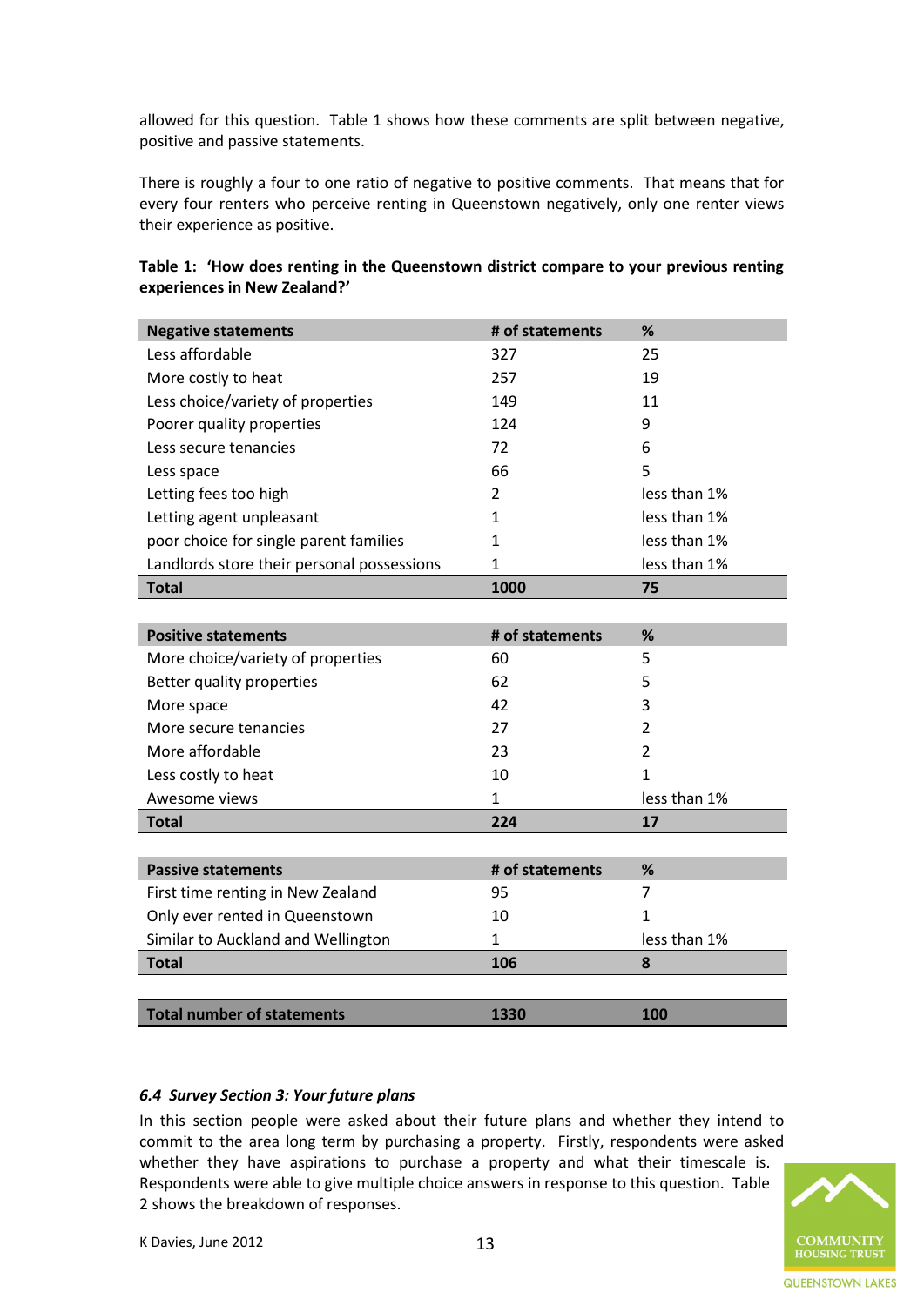allowed for this question. Table 1 shows how these comments are split between negative, positive and passive statements.

There is roughly a four to one ratio of negative to positive comments. That means that for every four renters who perceive renting in Queenstown negatively, only one renter views their experience as positive.

**Table 1: 'How does renting in the Queenstown district compare to your previous renting experiences in New Zealand?'**

| Negative statements | # of statements | % |
|---|---|---|
| Less affordable | 327 | 25 |
| More costly to heat | 257 | 19 |
| Less choice/variety of properties | 149 | 11 |
| Poorer quality properties | 124 | 9 |
| Less secure tenancies | 72 | 6 |
| Less space | 66 | 5 |
| Letting fees too high | 2 | less than 1% |
| Letting agent unpleasant | 1 | less than 1% |
| poor choice for single parent families | 1 | less than 1% |
| Landlords store their personal possessions | 1 | less than 1% |
| **Total** | **1000** | **75** |
| **Positive statements** | **# of statements** | **%** |
| More choice/variety of properties | 60 | 5 |
| Better quality properties | 62 | 5 |
| More space | 42 | 3 |
| More secure tenancies | 27 | 2 |
| More affordable | 23 | 2 |
| Less costly to heat | 10 | 1 |
| Awesome views | 1 | less than 1% |
| **Total** | **224** | **17** |
| **Passive statements** | **# of statements** | **%** |
| First time renting in New Zealand | 95 | 7 |
| Only ever rented in Queenstown | 10 | 1 |
| Similar to Auckland and Wellington | 1 | less than 1% |
| **Total** | **106** | **8** |
| **Total number of statements** | **1330** | **100** |

### *6.4 Survey Section 3: Your future plans*

In this section people were asked about their future plans and whether they intend to commit to the area long term by purchasing a property. Firstly, respondents were asked whether they have aspirations to purchase a property and what their timescale is. Respondents were able to give multiple choice answers in response to this question. Table 2 shows the breakdown of responses.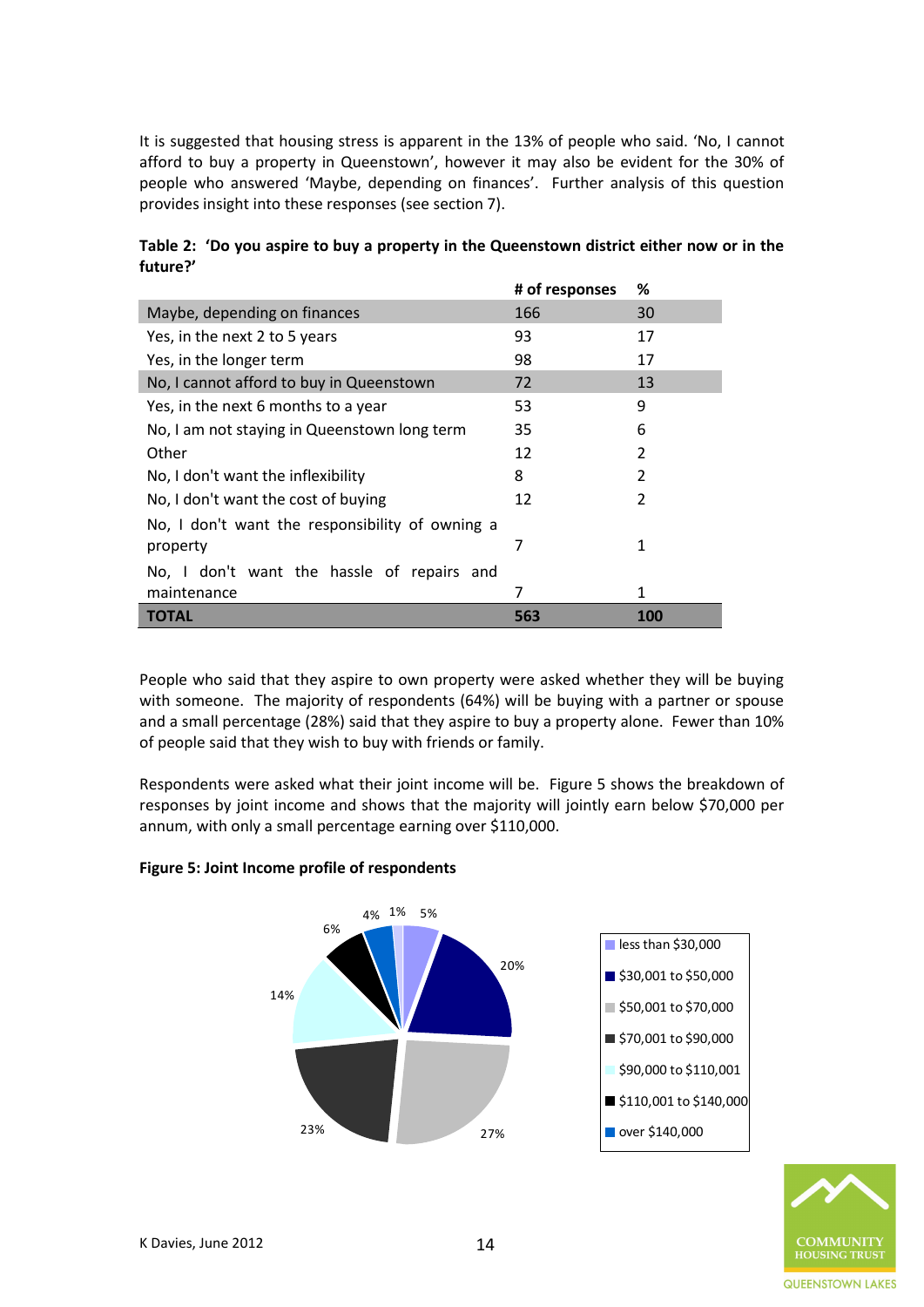It is suggested that housing stress is apparent in the 13% of people who said. 'No, I cannot afford to buy a property in Queenstown', however it may also be evident for the 30% of people who answered 'Maybe, depending on finances'. Further analysis of this question provides insight into these responses (see section 7).

**Table 2: 'Do you aspire to buy a property in the Queenstown district either now or in the future?'**

| | # of responses | % |
|---|---|---|
| Maybe, depending on finances | 166 | 30 |
| Yes, in the next 2 to 5 years | 93 | 17 |
| Yes, in the longer term | 98 | 17 |
| No, I cannot afford to buy in Queenstown | 72 | 13 |
| Yes, in the next 6 months to a year | 53 | 9 |
| No, I am not staying in Queenstown long term | 35 | 6 |
| Other | 12 | 2 |
| No, I don't want the inflexibility | 8 | 2 |
| No, I don't want the cost of buying | 12 | 2 |
| No, I don't want the responsibility of owning a property | 7 | 1 |
| No, I don't want the hassle of repairs and maintenance | 7 | 1 |
| **TOTAL** | **563** | **100** |

People who said that they aspire to own property were asked whether they will be buying with someone. The majority of respondents (64%) will be buying with a partner or spouse and a small percentage (28%) said that they aspire to buy a property alone. Fewer than 10% of people said that they wish to buy with friends or family.

Respondents were asked what their joint income will be. Figure 5 shows the breakdown of responses by joint income and shows that the majority will jointly earn below $70,000 per annum, with only a small percentage earning over $110,000.

**Figure 5: Joint Income profile of respondents**

| Joint income | % |
|---|---|
| less than $30,000 | 5% |
| $30,001 to $50,000 | 20% |
| $50,001 to $70,000 | 27% |
| $70,001 to $90,000 | 23% |
| $90,000 to $110,001 | 14% |
| $110,001 to $140,000 | 6% |
| over $140,000 | 4% |
| (unlabelled segment) | 1% |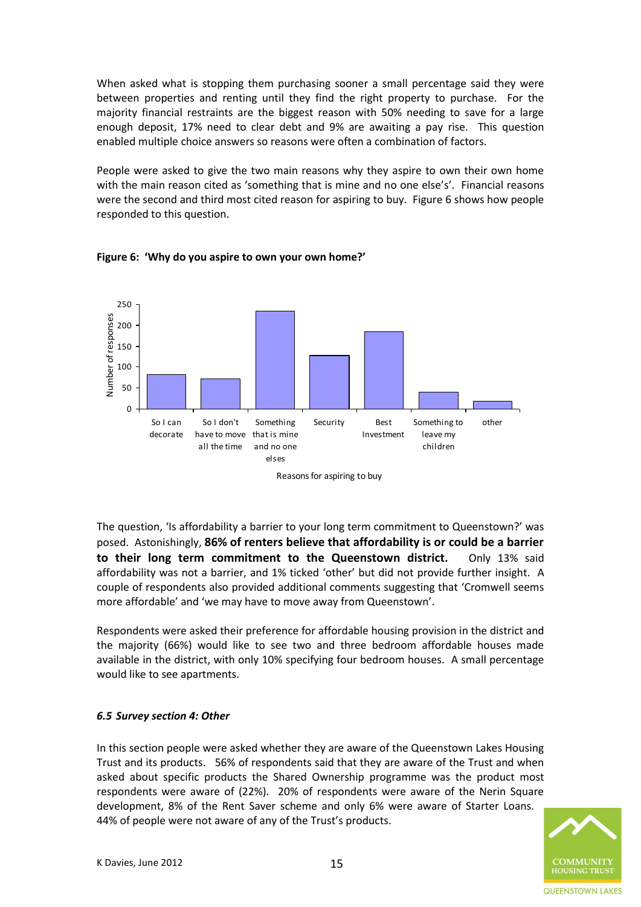When asked what is stopping them purchasing sooner a small percentage said they were between properties and renting until they find the right property to purchase. For the majority financial restraints are the biggest reason with 50% needing to save for a large enough deposit, 17% need to clear debt and 9% are awaiting a pay rise. This question enabled multiple choice answers so reasons were often a combination of factors.

People were asked to give the two main reasons why they aspire to own their own home with the main reason cited as 'something that is mine and no one else's'. Financial reasons were the second and third most cited reason for aspiring to buy. Figure 6 shows how people responded to this question.

**Figure 6: 'Why do you aspire to own your own home?'**

| Reasons for aspiring to buy | Number of responses (approx.) |
|---|---|
| So I can decorate | 82 |
| So I don't have to move all the time | 72 |
| Something that is mine and no one elses | 234 |
| Security | 128 |
| Best Investment | 185 |
| Something to leave my children | 40 |
| other | 18 |

The question, 'Is affordability a barrier to your long term commitment to Queenstown?' was posed. Astonishingly, **86% of renters believe that affordability is or could be a barrier to their long term commitment to the Queenstown district.** Only 13% said affordability was not a barrier, and 1% ticked 'other' but did not provide further insight. A couple of respondents also provided additional comments suggesting that 'Cromwell seems more affordable' and 'we may have to move away from Queenstown'.

Respondents were asked their preference for affordable housing provision in the district and the majority (66%) would like to see two and three bedroom affordable houses made available in the district, with only 10% specifying four bedroom houses. A small percentage would like to see apartments.

### *6.5 Survey section 4: Other*

In this section people were asked whether they are aware of the Queenstown Lakes Housing Trust and its products. 56% of respondents said that they are aware of the Trust and when asked about specific products the Shared Ownership programme was the product most respondents were aware of (22%). 20% of respondents were aware of the Nerin Square development, 8% of the Rent Saver scheme and only 6% were aware of Starter Loans. 44% of people were not aware of any of the Trust's products.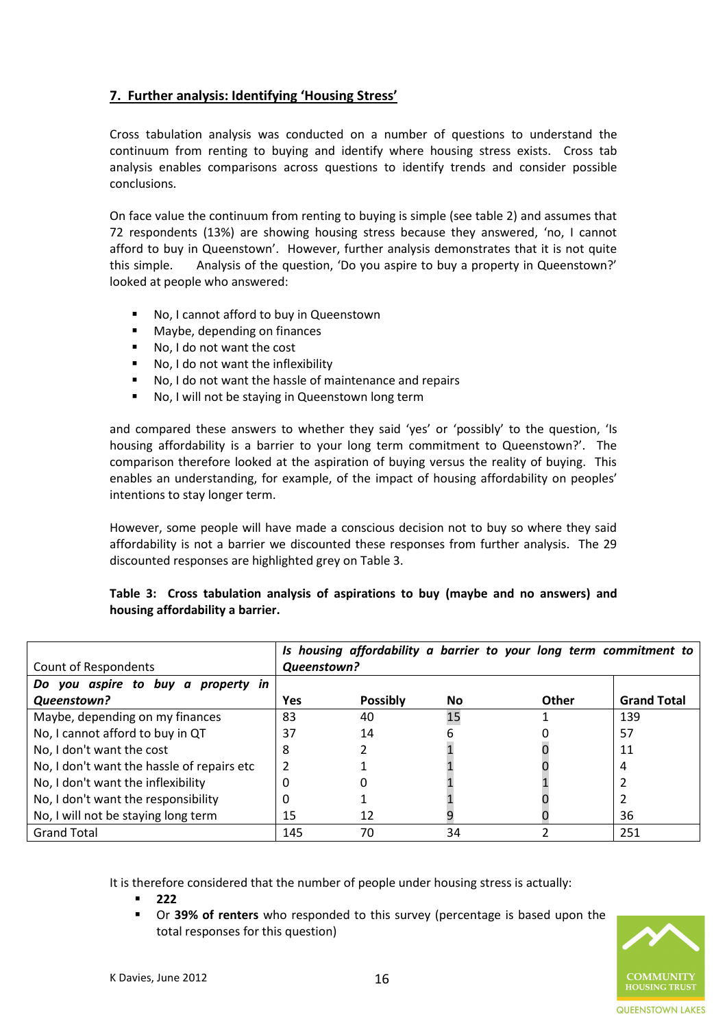## 7. Further analysis: Identifying 'Housing Stress'

Cross tabulation analysis was conducted on a number of questions to understand the continuum from renting to buying and identify where housing stress exists. Cross tab analysis enables comparisons across questions to identify trends and consider possible conclusions.

On face value the continuum from renting to buying is simple (see table 2) and assumes that 72 respondents (13%) are showing housing stress because they answered, 'no, I cannot afford to buy in Queenstown'. However, further analysis demonstrates that it is not quite this simple. Analysis of the question, 'Do you aspire to buy a property in Queenstown?' looked at people who answered:

- No, I cannot afford to buy in Queenstown
- Maybe, depending on finances
- No, I do not want the cost
- No, I do not want the inflexibility
- No, I do not want the hassle of maintenance and repairs
- No, I will not be staying in Queenstown long term

and compared these answers to whether they said 'yes' or 'possibly' to the question, 'Is housing affordability is a barrier to your long term commitment to Queenstown?'. The comparison therefore looked at the aspiration of buying versus the reality of buying. This enables an understanding, for example, of the impact of housing affordability on peoples' intentions to stay longer term.

However, some people will have made a conscious decision not to buy so where they said affordability is not a barrier we discounted these responses from further analysis. The 29 discounted responses are highlighted grey on Table 3.

**Table 3: Cross tabulation analysis of aspirations to buy (maybe and no answers) and housing affordability a barrier.**

| Count of Respondents | *Is housing affordability a barrier to your long term commitment to Queenstown?* | | | | |
|---|---|---|---|---|---|
| ***Do you aspire to buy a property in Queenstown?*** | **Yes** | **Possibly** | **No** | **Other** | **Grand Total** |
| Maybe, depending on my finances | 83 | 40 | 15 | 1 | 139 |
| No, I cannot afford to buy in QT | 37 | 14 | 6 | 0 | 57 |
| No, I don't want the cost | 8 | 2 | 1 | 0 | 11 |
| No, I don't want the hassle of repairs etc | 2 | 1 | 1 | 0 | 4 |
| No, I don't want the inflexibility | 0 | 0 | 1 | 1 | 2 |
| No, I don't want the responsibility | 0 | 1 | 1 | 0 | 2 |
| No, I will not be staying long term | 15 | 12 | 9 | 0 | 36 |
| Grand Total | 145 | 70 | 34 | 2 | 251 |

It is therefore considered that the number of people under housing stress is actually:

- **222**
- Or **39% of renters** who responded to this survey (percentage is based upon the total responses for this question)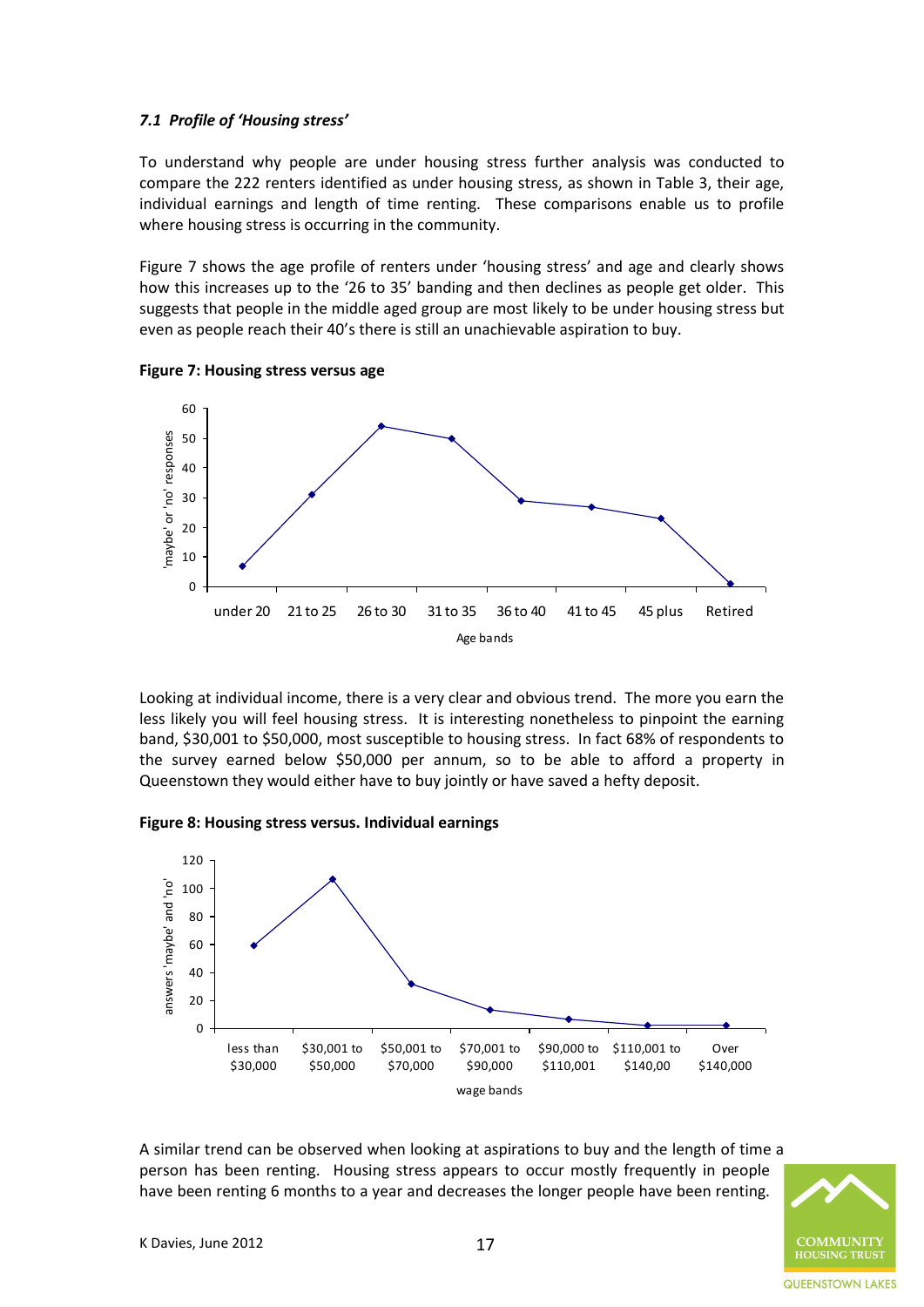### *7.1 Profile of 'Housing stress'*

To understand why people are under housing stress further analysis was conducted to compare the 222 renters identified as under housing stress, as shown in Table 3, their age, individual earnings and length of time renting. These comparisons enable us to profile where housing stress is occurring in the community.

Figure 7 shows the age profile of renters under 'housing stress' and age and clearly shows how this increases up to the '26 to 35' banding and then declines as people get older. This suggests that people in the middle aged group are most likely to be under housing stress but even as people reach their 40's there is still an unachievable aspiration to buy.

**Figure 7: Housing stress versus age**

Looking at individual income, there is a very clear and obvious trend. The more you earn the less likely you will feel housing stress. It is interesting nonetheless to pinpoint the earning band, $30,001 to $50,000, most susceptible to housing stress. In fact 68% of respondents to the survey earned below $50,000 per annum, so to be able to afford a property in Queenstown they would either have to buy jointly or have saved a hefty deposit.

**Figure 8: Housing stress versus. Individual earnings**

A similar trend can be observed when looking at aspirations to buy and the length of time a person has been renting. Housing stress appears to occur mostly frequently in people have been renting 6 months to a year and decreases the longer people have been renting.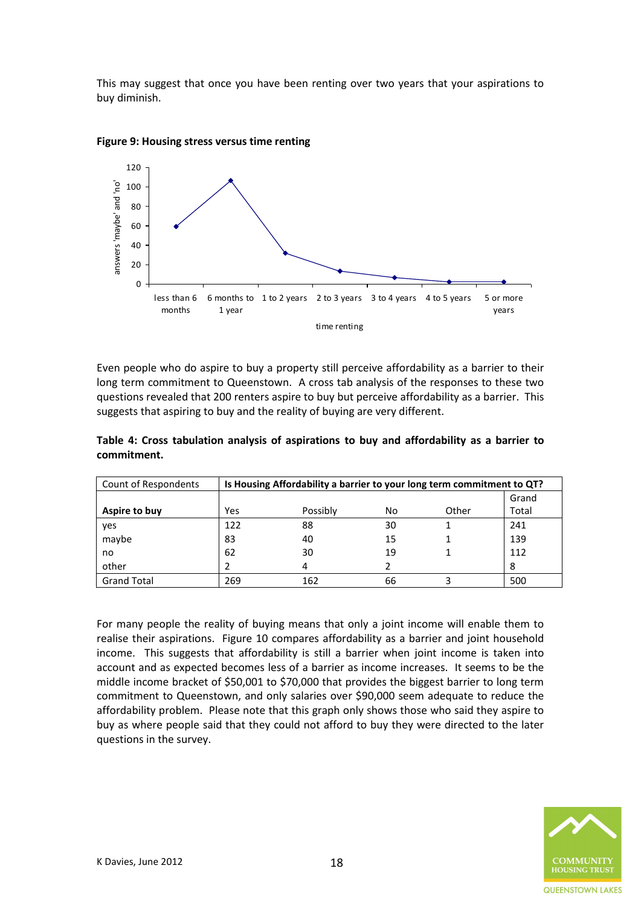This may suggest that once you have been renting over two years that your aspirations to buy diminish.

**Figure 9: Housing stress versus time renting**

Even people who do aspire to buy a property still perceive affordability as a barrier to their long term commitment to Queenstown. A cross tab analysis of the responses to these two questions revealed that 200 renters aspire to buy but perceive affordability as a barrier. This suggests that aspiring to buy and the reality of buying are very different.

**Table 4: Cross tabulation analysis of aspirations to buy and affordability as a barrier to commitment.**

| Count of Respondents | **Is Housing Affordability a barrier to your long term commitment to QT?** | | | | |
|---|---|---|---|---|---|
| **Aspire to buy** | Yes | Possibly | No | Other | Grand Total |
| yes | 122 | 88 | 30 | 1 | 241 |
| maybe | 83 | 40 | 15 | 1 | 139 |
| no | 62 | 30 | 19 | 1 | 112 |
| other | 2 | 4 | 2 | | 8 |
| Grand Total | 269 | 162 | 66 | 3 | 500 |

For many people the reality of buying means that only a joint income will enable them to realise their aspirations. Figure 10 compares affordability as a barrier and joint household income. This suggests that affordability is still a barrier when joint income is taken into account and as expected becomes less of a barrier as income increases. It seems to be the middle income bracket of $50,001 to $70,000 that provides the biggest barrier to long term commitment to Queenstown, and only salaries over $90,000 seem adequate to reduce the affordability problem. Please note that this graph only shows those who said they aspire to buy as where people said that they could not afford to buy they were directed to the later questions in the survey.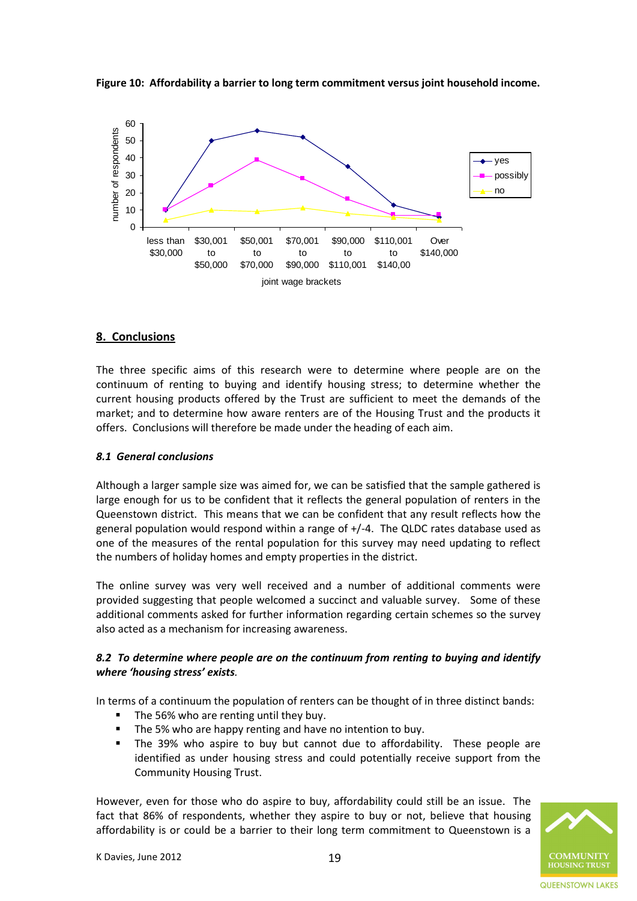**Figure 10: Affordability a barrier to long term commitment versus joint household income.**

## 8. Conclusions

The three specific aims of this research were to determine where people are on the continuum of renting to buying and identify housing stress; to determine whether the current housing products offered by the Trust are sufficient to meet the demands of the market; and to determine how aware renters are of the Housing Trust and the products it offers. Conclusions will therefore be made under the heading of each aim.

### *8.1 General conclusions*

Although a larger sample size was aimed for, we can be satisfied that the sample gathered is large enough for us to be confident that it reflects the general population of renters in the Queenstown district. This means that we can be confident that any result reflects how the general population would respond within a range of +/-4. The QLDC rates database used as one of the measures of the rental population for this survey may need updating to reflect the numbers of holiday homes and empty properties in the district.

The online survey was very well received and a number of additional comments were provided suggesting that people welcomed a succinct and valuable survey. Some of these additional comments asked for further information regarding certain schemes so the survey also acted as a mechanism for increasing awareness.

### *8.2 To determine where people are on the continuum from renting to buying and identify where 'housing stress' exists.*

In terms of a continuum the population of renters can be thought of in three distinct bands:

- The 56% who are renting until they buy.
- The 5% who are happy renting and have no intention to buy.
- The 39% who aspire to buy but cannot due to affordability. These people are identified as under housing stress and could potentially receive support from the Community Housing Trust.

However, even for those who do aspire to buy, affordability could still be an issue. The fact that 86% of respondents, whether they aspire to buy or not, believe that housing affordability is or could be a barrier to their long term commitment to Queenstown is a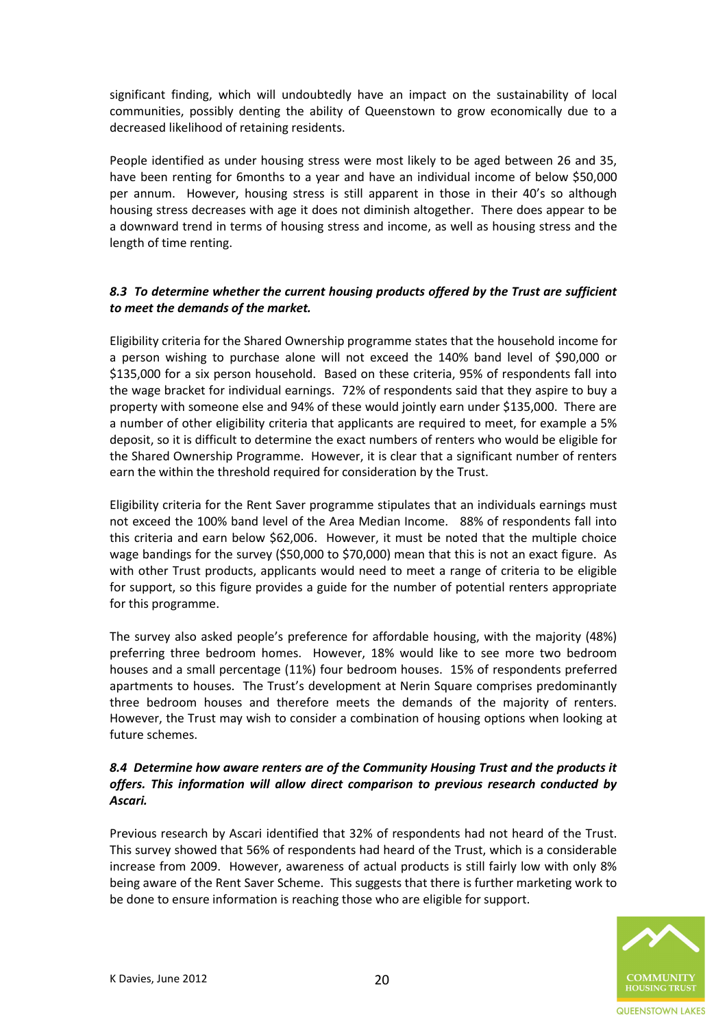significant finding, which will undoubtedly have an impact on the sustainability of local communities, possibly denting the ability of Queenstown to grow economically due to a decreased likelihood of retaining residents.

People identified as under housing stress were most likely to be aged between 26 and 35, have been renting for 6months to a year and have an individual income of below $50,000 per annum. However, housing stress is still apparent in those in their 40's so although housing stress decreases with age it does not diminish altogether. There does appear to be a downward trend in terms of housing stress and income, as well as housing stress and the length of time renting.

### *8.3 To determine whether the current housing products offered by the Trust are sufficient to meet the demands of the market.*

Eligibility criteria for the Shared Ownership programme states that the household income for a person wishing to purchase alone will not exceed the 140% band level of $90,000 or $135,000 for a six person household. Based on these criteria, 95% of respondents fall into the wage bracket for individual earnings. 72% of respondents said that they aspire to buy a property with someone else and 94% of these would jointly earn under $135,000. There are a number of other eligibility criteria that applicants are required to meet, for example a 5% deposit, so it is difficult to determine the exact numbers of renters who would be eligible for the Shared Ownership Programme. However, it is clear that a significant number of renters earn the within the threshold required for consideration by the Trust.

Eligibility criteria for the Rent Saver programme stipulates that an individuals earnings must not exceed the 100% band level of the Area Median Income. 88% of respondents fall into this criteria and earn below $62,006. However, it must be noted that the multiple choice wage bandings for the survey ($50,000 to $70,000) mean that this is not an exact figure. As with other Trust products, applicants would need to meet a range of criteria to be eligible for support, so this figure provides a guide for the number of potential renters appropriate for this programme.

The survey also asked people's preference for affordable housing, with the majority (48%) preferring three bedroom homes. However, 18% would like to see more two bedroom houses and a small percentage (11%) four bedroom houses. 15% of respondents preferred apartments to houses. The Trust's development at Nerin Square comprises predominantly three bedroom houses and therefore meets the demands of the majority of renters. However, the Trust may wish to consider a combination of housing options when looking at future schemes.

### *8.4 Determine how aware renters are of the Community Housing Trust and the products it offers. This information will allow direct comparison to previous research conducted by Ascari.*

Previous research by Ascari identified that 32% of respondents had not heard of the Trust. This survey showed that 56% of respondents had heard of the Trust, which is a considerable increase from 2009. However, awareness of actual products is still fairly low with only 8% being aware of the Rent Saver Scheme. This suggests that there is further marketing work to be done to ensure information is reaching those who are eligible for support.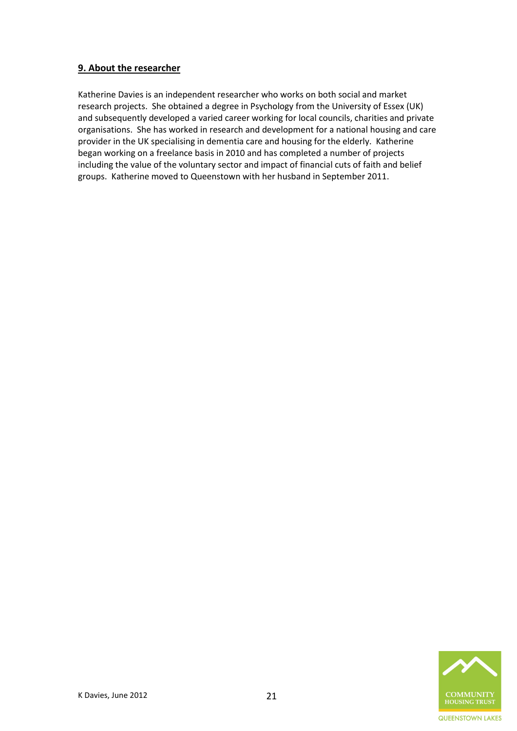## 9. About the researcher

Katherine Davies is an independent researcher who works on both social and market research projects. She obtained a degree in Psychology from the University of Essex (UK) and subsequently developed a varied career working for local councils, charities and private organisations. She has worked in research and development for a national housing and care provider in the UK specialising in dementia care and housing for the elderly. Katherine began working on a freelance basis in 2010 and has completed a number of projects including the value of the voluntary sector and impact of financial cuts of faith and belief groups. Katherine moved to Queenstown with her husband in September 2011.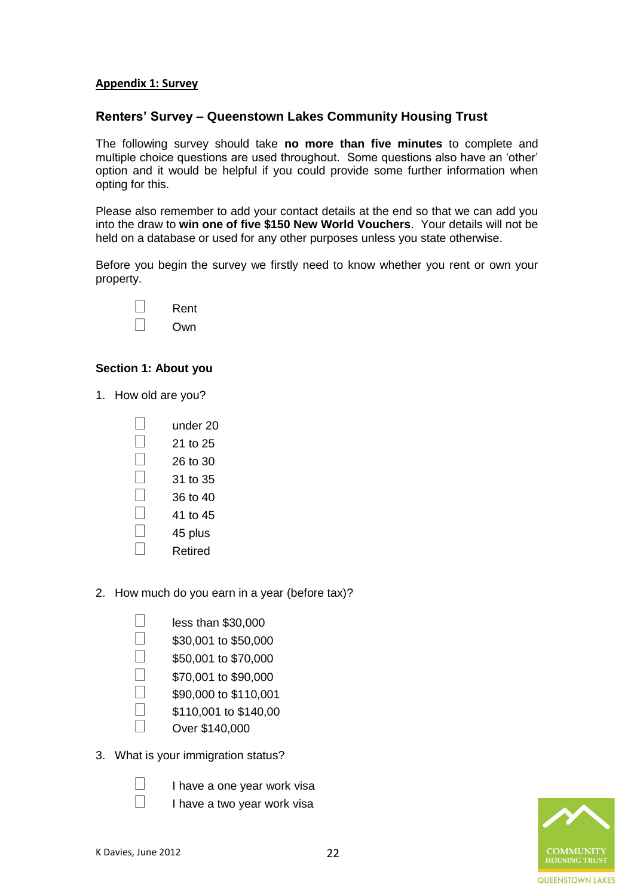**Appendix 1: Survey**

## Renters' Survey – Queenstown Lakes Community Housing Trust

The following survey should take **no more than five minutes** to complete and multiple choice questions are used throughout. Some questions also have an 'other' option and it would be helpful if you could provide some further information when opting for this.

Please also remember to add your contact details at the end so that we can add you into the draw to **win one of five $150 New World Vouchers**. Your details will not be held on a database or used for any other purposes unless you state otherwise.

Before you begin the survey we firstly need to know whether you rent or own your property.

- ☐ Rent
- ☐ Own

### Section 1: About you

1. How old are you?

   - ☐ under 20
   - ☐ 21 to 25
   - ☐ 26 to 30
   - ☐ 31 to 35
   - ☐ 36 to 40
   - ☐ 41 to 45
   - ☐ 45 plus
   - ☐ Retired

2. How much do you earn in a year (before tax)?

   - ☐ less than $30,000
   - ☐ $30,001 to $50,000
   - ☐ $50,001 to $70,000
   - ☐ $70,001 to $90,000
   - ☐ $90,000 to $110,001
   - ☐ $110,001 to $140,00
   - ☐ Over $140,000

3. What is your immigration status?

   - ☐ I have a one year work visa
   - ☐ I have a two year work visa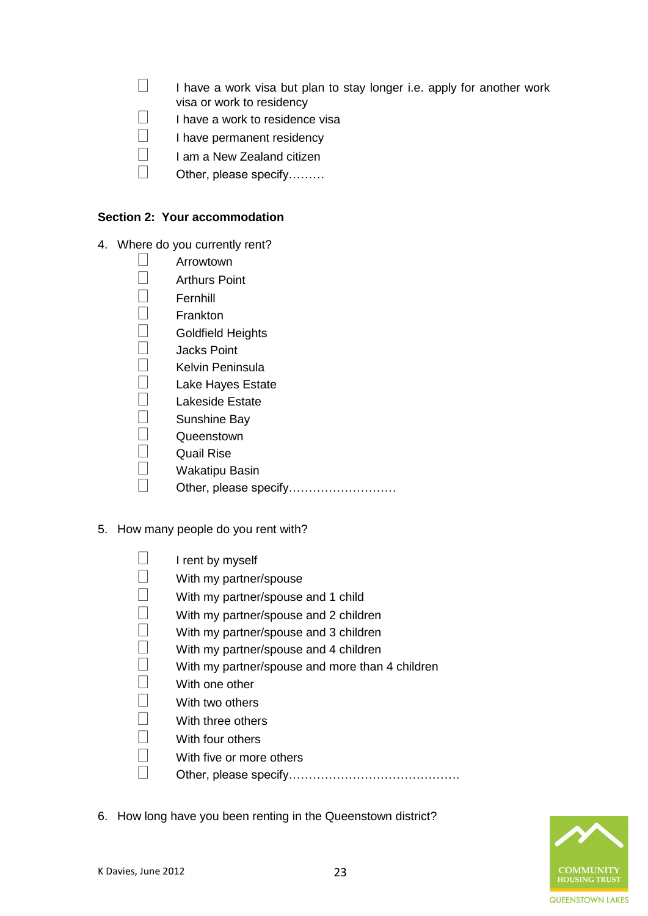- ☐ I have a work visa but plan to stay longer i.e. apply for another work visa or work to residency
- ☐ I have a work to residence visa
- ☐ I have permanent residency
- ☐ I am a New Zealand citizen
- ☐ Other, please specify………

**Section 2: Your accommodation**

4. Where do you currently rent?

- ☐ Arrowtown
- ☐ Arthurs Point
- ☐ Fernhill
- ☐ Frankton
- ☐ Goldfield Heights
- ☐ Jacks Point
- ☐ Kelvin Peninsula
- ☐ Lake Hayes Estate
- ☐ Lakeside Estate
- ☐ Sunshine Bay
- ☐ Queenstown
- ☐ Quail Rise
- ☐ Wakatipu Basin
- ☐ Other, please specify………………………

5. How many people do you rent with?

- ☐ I rent by myself
- ☐ With my partner/spouse
- ☐ With my partner/spouse and 1 child
- ☐ With my partner/spouse and 2 children
- ☐ With my partner/spouse and 3 children
- ☐ With my partner/spouse and 4 children
- ☐ With my partner/spouse and more than 4 children
- ☐ With one other
- ☐ With two others
- ☐ With three others
- ☐ With four others
- ☐ With five or more others
- ☐ Other, please specify…………………………………….

6. How long have you been renting in the Queenstown district?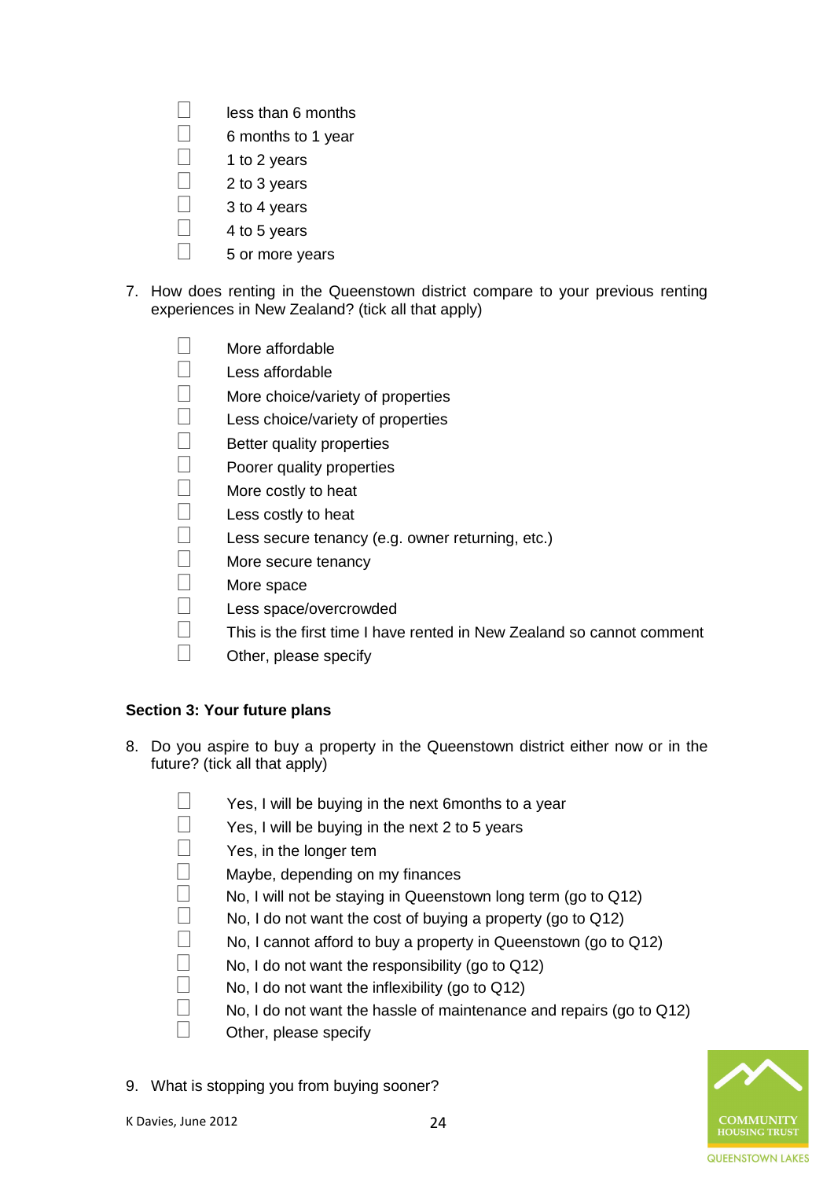- [ ] less than 6 months
- [ ] 6 months to 1 year
- [ ] 1 to 2 years
- [ ] 2 to 3 years
- [ ] 3 to 4 years
- [ ] 4 to 5 years
- [ ] 5 or more years

7. How does renting in the Queenstown district compare to your previous renting experiences in New Zealand? (tick all that apply)

- [ ] More affordable
- [ ] Less affordable
- [ ] More choice/variety of properties
- [ ] Less choice/variety of properties
- [ ] Better quality properties
- [ ] Poorer quality properties
- [ ] More costly to heat
- [ ] Less costly to heat
- [ ] Less secure tenancy (e.g. owner returning, etc.)
- [ ] More secure tenancy
- [ ] More space
- [ ] Less space/overcrowded
- [ ] This is the first time I have rented in New Zealand so cannot comment
- [ ] Other, please specify

**Section 3: Your future plans**

8. Do you aspire to buy a property in the Queenstown district either now or in the future? (tick all that apply)

- [ ] Yes, I will be buying in the next 6months to a year
- [ ] Yes, I will be buying in the next 2 to 5 years
- [ ] Yes, in the longer tem
- [ ] Maybe, depending on my finances
- [ ] No, I will not be staying in Queenstown long term (go to Q12)
- [ ] No, I do not want the cost of buying a property (go to Q12)
- [ ] No, I cannot afford to buy a property in Queenstown (go to Q12)
- [ ] No, I do not want the responsibility (go to Q12)
- [ ] No, I do not want the inflexibility (go to Q12)
- [ ] No, I do not want the hassle of maintenance and repairs (go to Q12)
- [ ] Other, please specify

9. What is stopping you from buying sooner?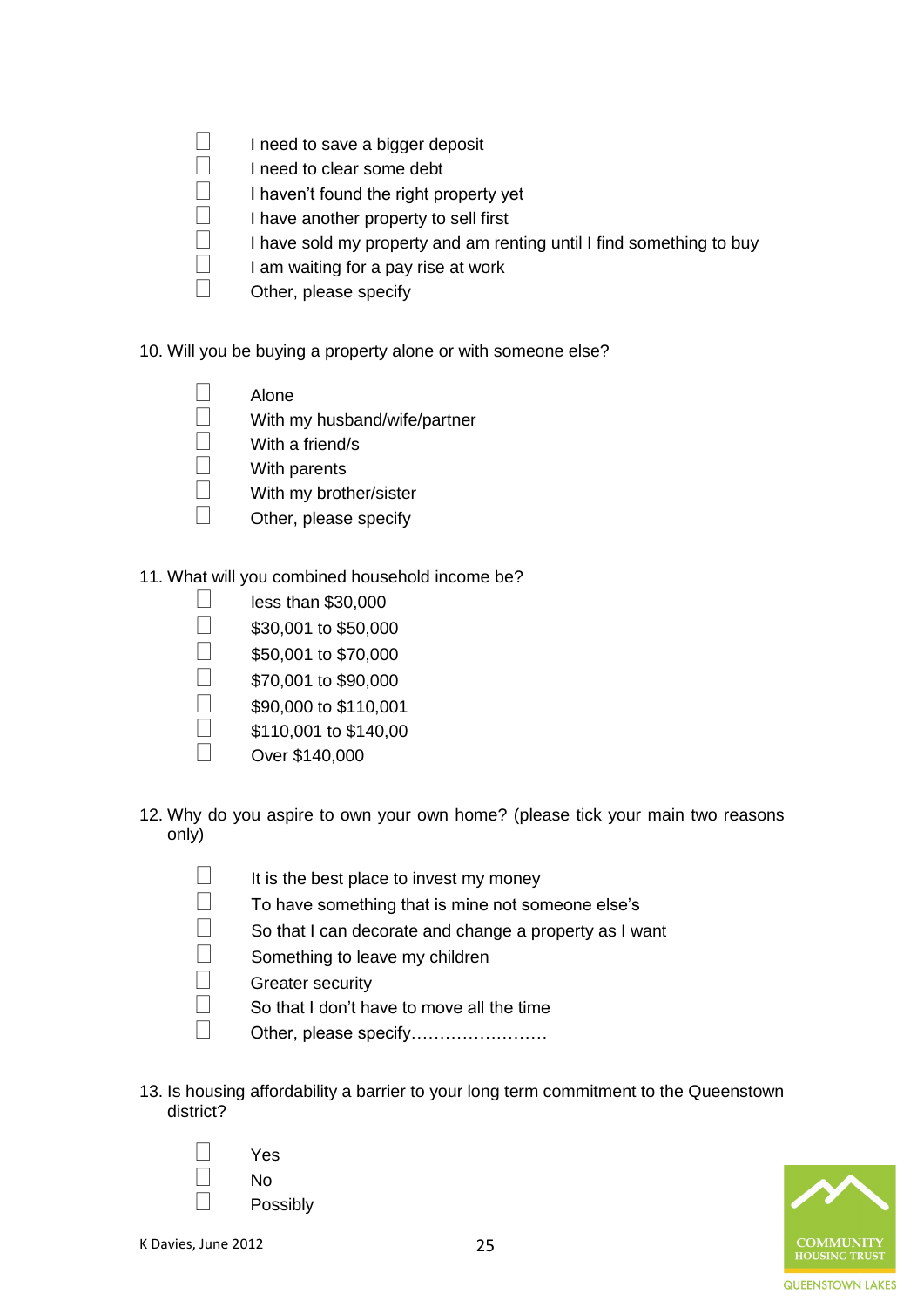- ☐ I need to save a bigger deposit
- ☐ I need to clear some debt
- ☐ I haven't found the right property yet
- ☐ I have another property to sell first
- ☐ I have sold my property and am renting until I find something to buy
- ☐ I am waiting for a pay rise at work
- ☐ Other, please specify

10. Will you be buying a property alone or with someone else?

- ☐ Alone
- ☐ With my husband/wife/partner
- ☐ With a friend/s
- ☐ With parents
- ☐ With my brother/sister
- ☐ Other, please specify

11. What will you combined household income be?

- ☐ less than $30,000
- ☐ $30,001 to $50,000
- ☐ $50,001 to $70,000
- ☐ $70,001 to $90,000
- ☐ $90,000 to $110,001
- ☐ $110,001 to $140,00
- ☐ Over $140,000

12. Why do you aspire to own your own home? (please tick your main two reasons only)

- ☐ It is the best place to invest my money
- ☐ To have something that is mine not someone else's
- ☐ So that I can decorate and change a property as I want
- ☐ Something to leave my children
- ☐ Greater security
- ☐ So that I don't have to move all the time
- ☐ Other, please specify……………………

13. Is housing affordability a barrier to your long term commitment to the Queenstown district?

- ☐ Yes
- ☐ No
- ☐ Possibly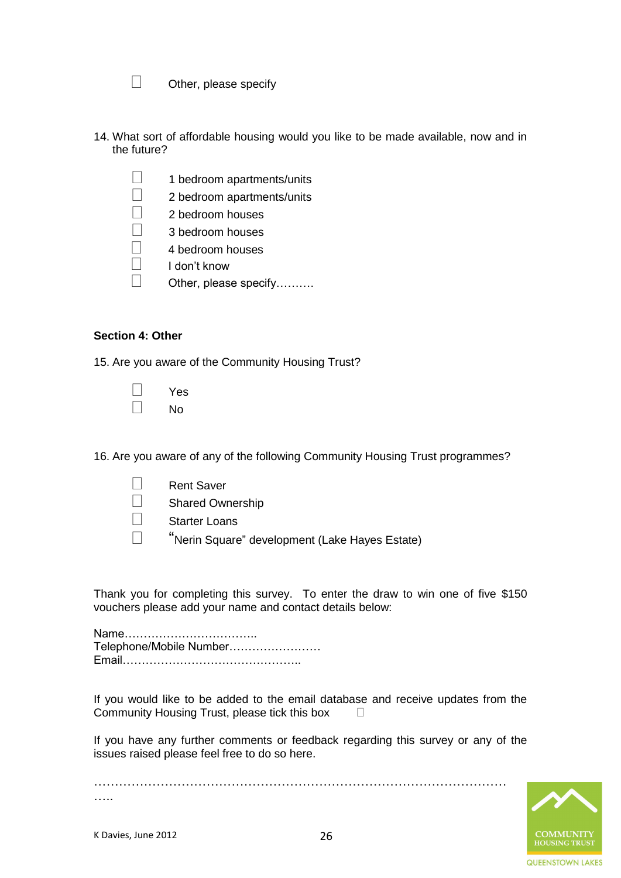☐ Other, please specify

14. What sort of affordable housing would you like to be made available, now and in the future?

   ☐ 1 bedroom apartments/units
   ☐ 2 bedroom apartments/units
   ☐ 2 bedroom houses
   ☐ 3 bedroom houses
   ☐ 4 bedroom houses
   ☐ I don't know
   ☐ Other, please specify……….

**Section 4: Other**

15. Are you aware of the Community Housing Trust?

   ☐ Yes
   ☐ No

16. Are you aware of any of the following Community Housing Trust programmes?

   ☐ Rent Saver
   ☐ Shared Ownership
   ☐ Starter Loans
   ☐ "Nerin Square" development (Lake Hayes Estate)

Thank you for completing this survey. To enter the draw to win one of five $150 vouchers please add your name and contact details below:

Name……………………………..
Telephone/Mobile Number……………………
Email………………………………………..

If you would like to be added to the email database and receive updates from the Community Housing Trust, please tick this box ☐

If you have any further comments or feedback regarding this survey or any of the issues raised please feel free to do so here.

…………………………………………………………………………………………
…..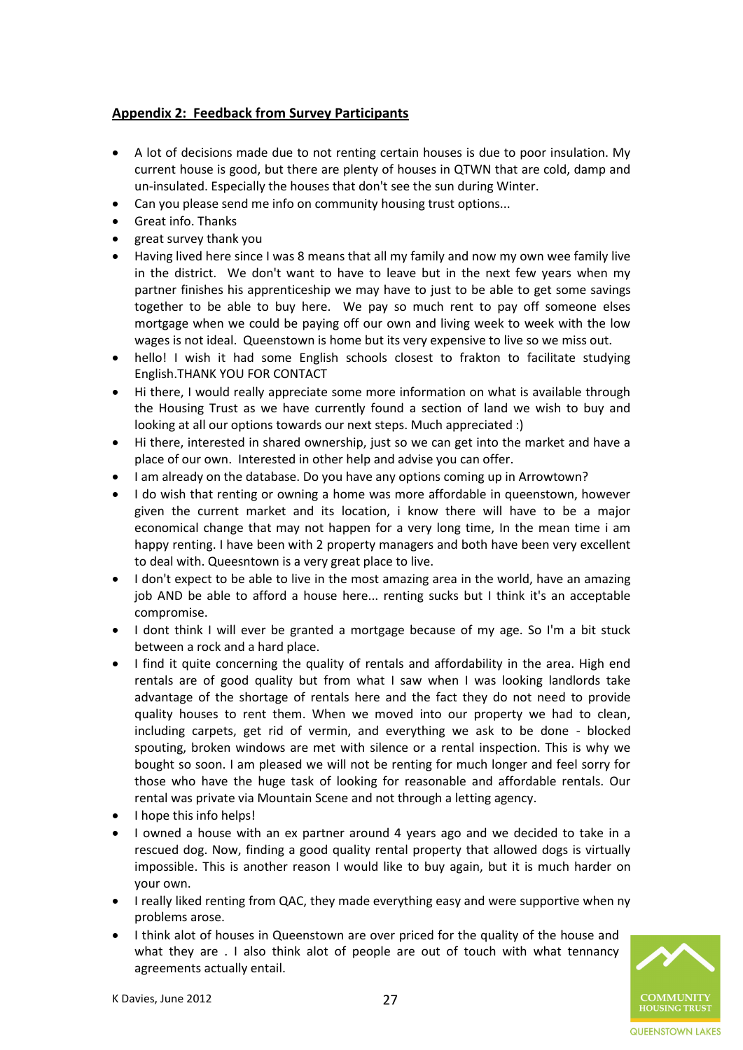## Appendix 2: Feedback from Survey Participants

- A lot of decisions made due to not renting certain houses is due to poor insulation. My current house is good, but there are plenty of houses in QTWN that are cold, damp and un-insulated. Especially the houses that don't see the sun during Winter.
- Can you please send me info on community housing trust options...
- Great info. Thanks
- great survey thank you
- Having lived here since I was 8 means that all my family and now my own wee family live in the district. We don't want to have to leave but in the next few years when my partner finishes his apprenticeship we may have to just to be able to get some savings together to be able to buy here. We pay so much rent to pay off someone elses mortgage when we could be paying off our own and living week to week with the low wages is not ideal. Queenstown is home but its very expensive to live so we miss out.
- hello! I wish it had some English schools closest to frakton to facilitate studying English.THANK YOU FOR CONTACT
- Hi there, I would really appreciate some more information on what is available through the Housing Trust as we have currently found a section of land we wish to buy and looking at all our options towards our next steps. Much appreciated :)
- Hi there, interested in shared ownership, just so we can get into the market and have a place of our own. Interested in other help and advise you can offer.
- I am already on the database. Do you have any options coming up in Arrowtown?
- I do wish that renting or owning a home was more affordable in queenstown, however given the current market and its location, i know there will have to be a major economical change that may not happen for a very long time, In the mean time i am happy renting. I have been with 2 property managers and both have been very excellent to deal with. Queesntown is a very great place to live.
- I don't expect to be able to live in the most amazing area in the world, have an amazing job AND be able to afford a house here... renting sucks but I think it's an acceptable compromise.
- I dont think I will ever be granted a mortgage because of my age. So I'm a bit stuck between a rock and a hard place.
- I find it quite concerning the quality of rentals and affordability in the area. High end rentals are of good quality but from what I saw when I was looking landlords take advantage of the shortage of rentals here and the fact they do not need to provide quality houses to rent them. When we moved into our property we had to clean, including carpets, get rid of vermin, and everything we ask to be done - blocked spouting, broken windows are met with silence or a rental inspection. This is why we bought so soon. I am pleased we will not be renting for much longer and feel sorry for those who have the huge task of looking for reasonable and affordable rentals. Our rental was private via Mountain Scene and not through a letting agency.
- I hope this info helps!
- I owned a house with an ex partner around 4 years ago and we decided to take in a rescued dog. Now, finding a good quality rental property that allowed dogs is virtually impossible. This is another reason I would like to buy again, but it is much harder on your own.
- I really liked renting from QAC, they made everything easy and were supportive when ny problems arose.
- I think alot of houses in Queenstown are over priced for the quality of the house and what they are . I also think alot of people are out of touch with what tennancy agreements actually entail.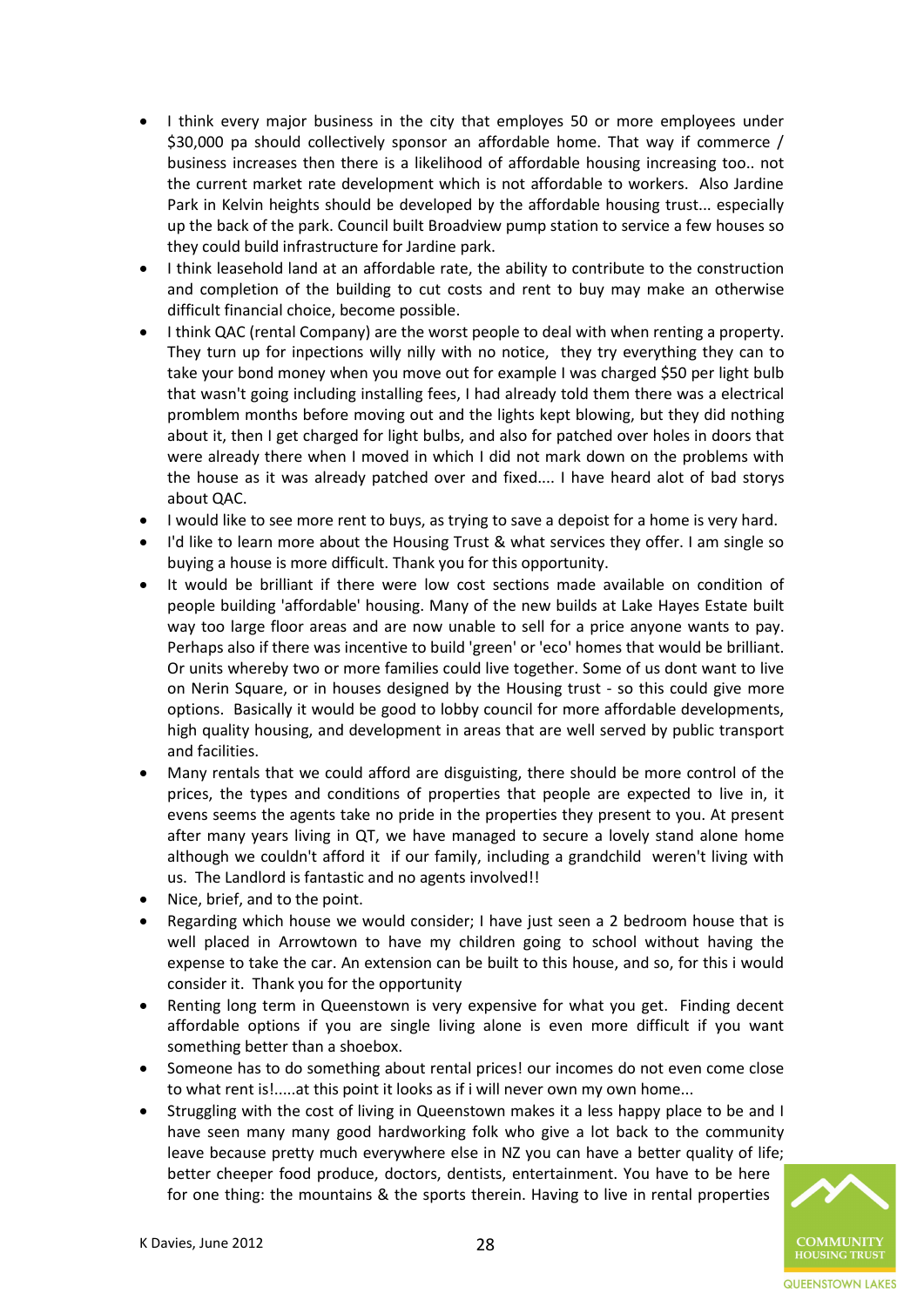- I think every major business in the city that employes 50 or more employees under $30,000 pa should collectively sponsor an affordable home. That way if commerce / business increases then there is a likelihood of affordable housing increasing too.. not the current market rate development which is not affordable to workers. Also Jardine Park in Kelvin heights should be developed by the affordable housing trust... especially up the back of the park. Council built Broadview pump station to service a few houses so they could build infrastructure for Jardine park.
- I think leasehold land at an affordable rate, the ability to contribute to the construction and completion of the building to cut costs and rent to buy may make an otherwise difficult financial choice, become possible.
- I think QAC (rental Company) are the worst people to deal with when renting a property. They turn up for inpections willy nilly with no notice, they try everything they can to take your bond money when you move out for example I was charged $50 per light bulb that wasn't going including installing fees, I had already told them there was a electrical promblem months before moving out and the lights kept blowing, but they did nothing about it, then I get charged for light bulbs, and also for patched over holes in doors that were already there when I moved in which I did not mark down on the problems with the house as it was already patched over and fixed.... I have heard alot of bad storys about QAC.
- I would like to see more rent to buys, as trying to save a depoist for a home is very hard.
- I'd like to learn more about the Housing Trust & what services they offer. I am single so buying a house is more difficult. Thank you for this opportunity.
- It would be brilliant if there were low cost sections made available on condition of people building 'affordable' housing. Many of the new builds at Lake Hayes Estate built way too large floor areas and are now unable to sell for a price anyone wants to pay. Perhaps also if there was incentive to build 'green' or 'eco' homes that would be brilliant. Or units whereby two or more families could live together. Some of us dont want to live on Nerin Square, or in houses designed by the Housing trust - so this could give more options. Basically it would be good to lobby council for more affordable developments, high quality housing, and development in areas that are well served by public transport and facilities.
- Many rentals that we could afford are disguisting, there should be more control of the prices, the types and conditions of properties that people are expected to live in, it evens seems the agents take no pride in the properties they present to you. At present after many years living in QT, we have managed to secure a lovely stand alone home although we couldn't afford it if our family, including a grandchild weren't living with us. The Landlord is fantastic and no agents involved!!
- Nice, brief, and to the point.
- Regarding which house we would consider; I have just seen a 2 bedroom house that is well placed in Arrowtown to have my children going to school without having the expense to take the car. An extension can be built to this house, and so, for this i would consider it. Thank you for the opportunity
- Renting long term in Queenstown is very expensive for what you get. Finding decent affordable options if you are single living alone is even more difficult if you want something better than a shoebox.
- Someone has to do something about rental prices! our incomes do not even come close to what rent is!.....at this point it looks as if i will never own my own home...
- Struggling with the cost of living in Queenstown makes it a less happy place to be and I have seen many many good hardworking folk who give a lot back to the community leave because pretty much everywhere else in NZ you can have a better quality of life; better cheeper food produce, doctors, dentists, entertainment. You have to be here for one thing: the mountains & the sports therein. Having to live in rental properties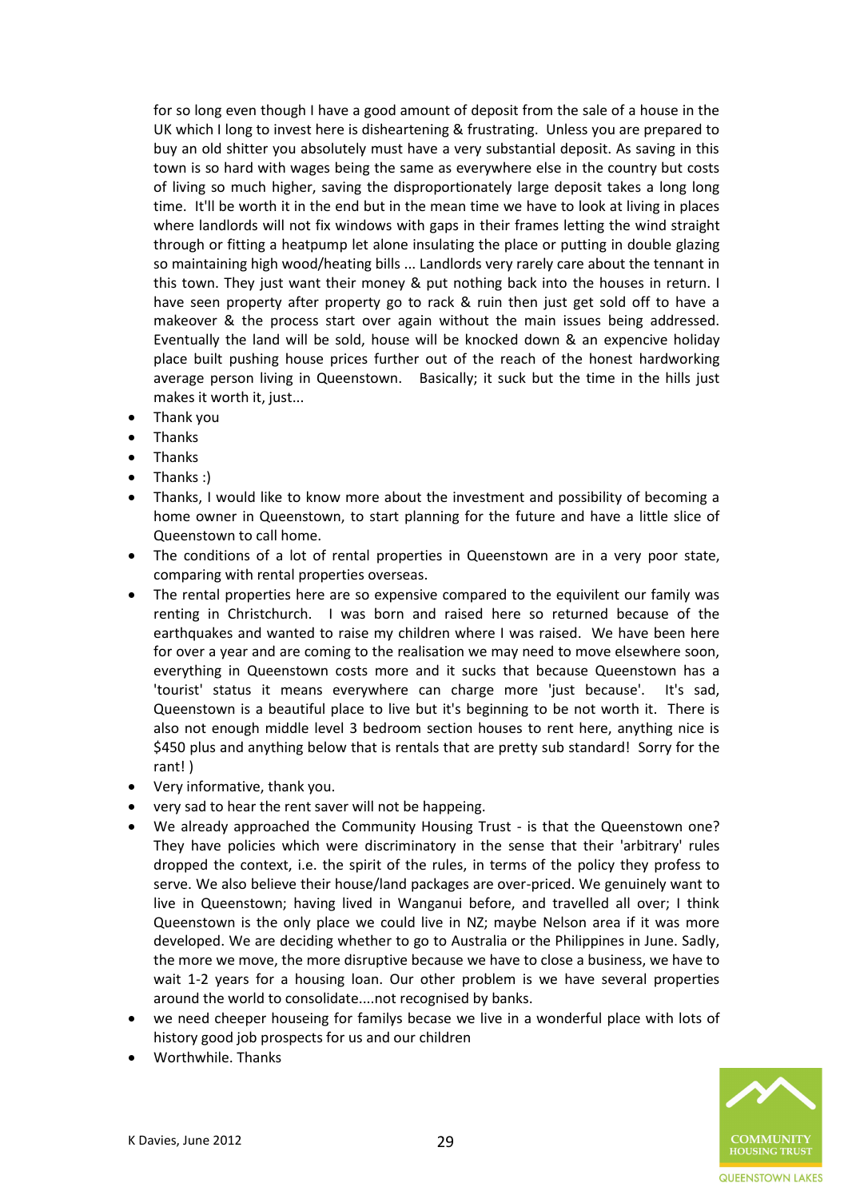for so long even though I have a good amount of deposit from the sale of a house in the UK which I long to invest here is disheartening & frustrating. Unless you are prepared to buy an old shitter you absolutely must have a very substantial deposit. As saving in this town is so hard with wages being the same as everywhere else in the country but costs of living so much higher, saving the disproportionately large deposit takes a long long time. It'll be worth it in the end but in the mean time we have to look at living in places where landlords will not fix windows with gaps in their frames letting the wind straight through or fitting a heatpump let alone insulating the place or putting in double glazing so maintaining high wood/heating bills ... Landlords very rarely care about the tennant in this town. They just want their money & put nothing back into the houses in return. I have seen property after property go to rack & ruin then just get sold off to have a makeover & the process start over again without the main issues being addressed. Eventually the land will be sold, house will be knocked down & an expencive holiday place built pushing house prices further out of the reach of the honest hardworking average person living in Queenstown. Basically; it suck but the time in the hills just makes it worth it, just...

- Thank you
- Thanks
- Thanks
- Thanks :)
- Thanks, I would like to know more about the investment and possibility of becoming a home owner in Queenstown, to start planning for the future and have a little slice of Queenstown to call home.
- The conditions of a lot of rental properties in Queenstown are in a very poor state, comparing with rental properties overseas.
- The rental properties here are so expensive compared to the equivilent our family was renting in Christchurch. I was born and raised here so returned because of the earthquakes and wanted to raise my children where I was raised. We have been here for over a year and are coming to the realisation we may need to move elsewhere soon, everything in Queenstown costs more and it sucks that because Queenstown has a 'tourist' status it means everywhere can charge more 'just because'. It's sad, Queenstown is a beautiful place to live but it's beginning to be not worth it. There is also not enough middle level 3 bedroom section houses to rent here, anything nice is $450 plus and anything below that is rentals that are pretty sub standard! Sorry for the rant! )
- Very informative, thank you.
- very sad to hear the rent saver will not be happeing.
- We already approached the Community Housing Trust - is that the Queenstown one? They have policies which were discriminatory in the sense that their 'arbitrary' rules dropped the context, i.e. the spirit of the rules, in terms of the policy they profess to serve. We also believe their house/land packages are over-priced. We genuinely want to live in Queenstown; having lived in Wanganui before, and travelled all over; I think Queenstown is the only place we could live in NZ; maybe Nelson area if it was more developed. We are deciding whether to go to Australia or the Philippines in June. Sadly, the more we move, the more disruptive because we have to close a business, we have to wait 1-2 years for a housing loan. Our other problem is we have several properties around the world to consolidate....not recognised by banks.
- we need cheeper houseing for familys becase we live in a wonderful place with lots of history good job prospects for us and our children
- Worthwhile. Thanks